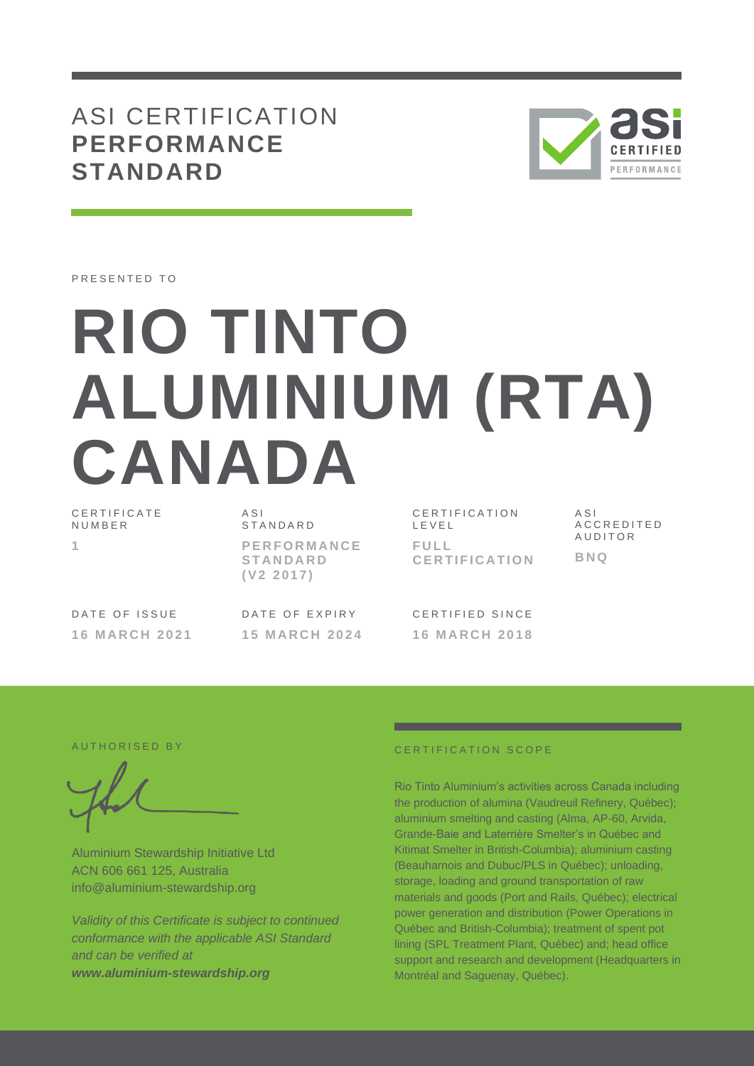# ASI CERTIFICATION **PERFORMANCE STANDARD**

PRESENTED TO

# RIO TINTO ALUMINIUM (RTA) CANADA

| CERTIFICATE NUMBER | ASI STANDARD | CERTIFICATION LEVEL | ASI ACCREDITED AUDITOR |
|---|---|---|---|
| 1 | PERFORMANCE STANDARD (V2 2017) | FULL CERTIFICATION | BNQ |

| DATE OF ISSUE | DATE OF EXPIRY | CERTIFIED SINCE |
|---|---|---|
| 16 MARCH 2021 | 15 MARCH 2024 | 16 MARCH 2018 |

AUTHORISED BY

Aluminium Stewardship Initiative Ltd
ACN 606 661 125, Australia
info@aluminium-stewardship.org

*Validity of this Certificate is subject to continued conformance with the applicable ASI Standard and can be verified at* ***www.aluminium-stewardship.org***

CERTIFICATION SCOPE

Rio Tinto Aluminium's activities across Canada including the production of alumina (Vaudreuil Refinery, Québec); aluminium smelting and casting (Alma, AP-60, Arvida, Grande-Baie and Laterrière Smelter's in Québec and Kitimat Smelter in British-Columbia); aluminium casting (Beauharnois and Dubuc/PLS in Québec); unloading, storage, loading and ground transportation of raw materials and goods (Port and Rails, Québec); electrical power generation and distribution (Power Operations in Québec and British-Columbia); treatment of spent pot lining (SPL Treatment Plant, Québec) and; head office support and research and development (Headquarters in Montréal and Saguenay, Québec).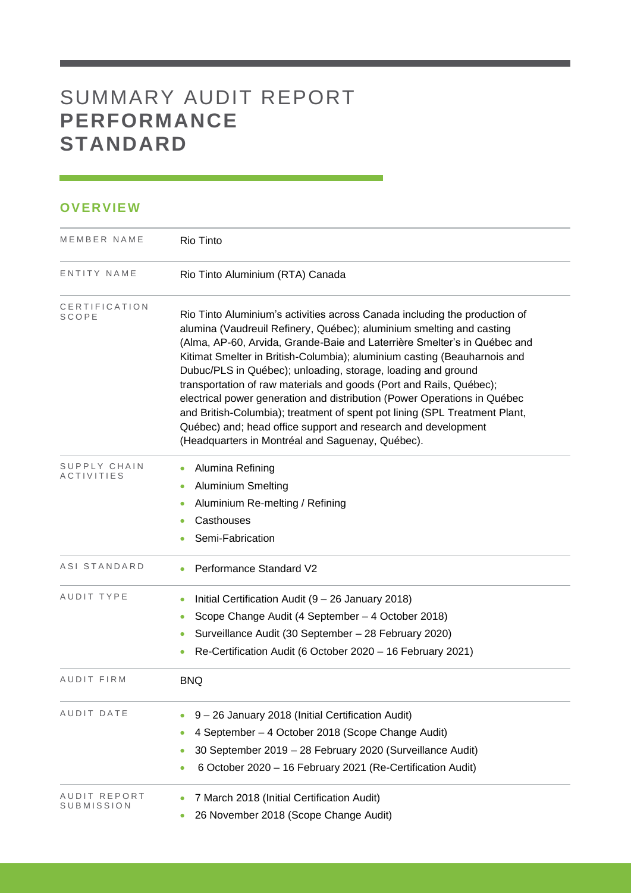# SUMMARY AUDIT REPORT **PERFORMANCE STANDARD**

## OVERVIEW

| | |
|---|---|
| MEMBER NAME | Rio Tinto |
| ENTITY NAME | Rio Tinto Aluminium (RTA) Canada |
| CERTIFICATION SCOPE | Rio Tinto Aluminium's activities across Canada including the production of alumina (Vaudreuil Refinery, Québec); aluminium smelting and casting (Alma, AP-60, Arvida, Grande-Baie and Laterrière Smelter's in Québec and Kitimat Smelter in British-Columbia); aluminium casting (Beauharnois and Dubuc/PLS in Québec); unloading, storage, loading and ground transportation of raw materials and goods (Port and Rails, Québec); electrical power generation and distribution (Power Operations in Québec and British-Columbia); treatment of spent pot lining (SPL Treatment Plant, Québec) and; head office support and research and development (Headquarters in Montréal and Saguenay, Québec). |
| SUPPLY CHAIN ACTIVITIES | • Alumina Refining<br>• Aluminium Smelting<br>• Aluminium Re-melting / Refining<br>• Casthouses<br>• Semi-Fabrication |
| ASI STANDARD | • Performance Standard V2 |
| AUDIT TYPE | • Initial Certification Audit (9 – 26 January 2018)<br>• Scope Change Audit (4 September – 4 October 2018)<br>• Surveillance Audit (30 September – 28 February 2020)<br>• Re-Certification Audit (6 October 2020 – 16 February 2021) |
| AUDIT FIRM | BNQ |
| AUDIT DATE | • 9 – 26 January 2018 (Initial Certification Audit)<br>• 4 September – 4 October 2018 (Scope Change Audit)<br>• 30 September 2019 – 28 February 2020 (Surveillance Audit)<br>• 6 October 2020 – 16 February 2021 (Re-Certification Audit) |
| AUDIT REPORT SUBMISSION | • 7 March 2018 (Initial Certification Audit)<br>• 26 November 2018 (Scope Change Audit) |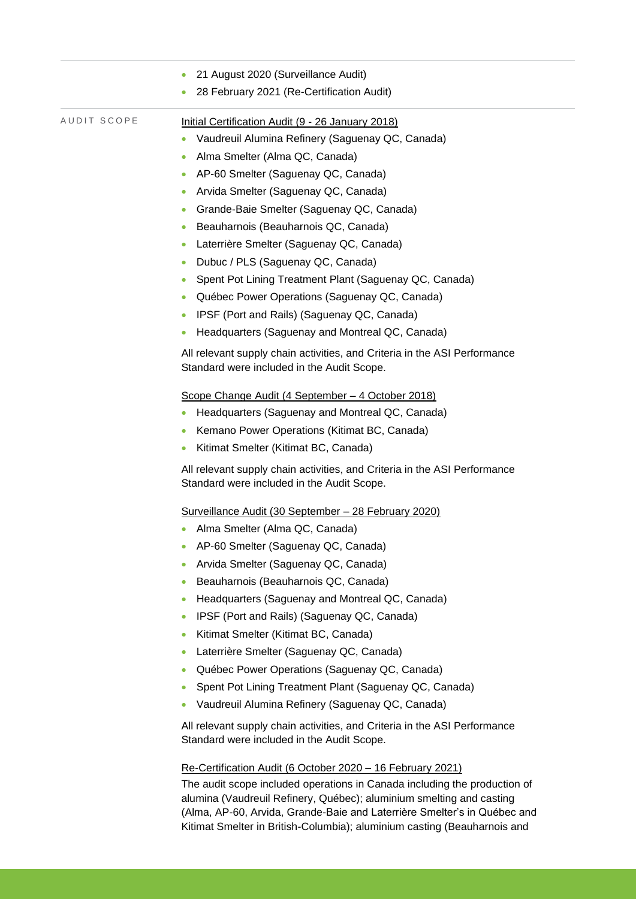- 21 August 2020 (Surveillance Audit)
- 28 February 2021 (Re-Certification Audit)

AUDIT SCOPE

Initial Certification Audit (9 - 26 January 2018)

- Vaudreuil Alumina Refinery (Saguenay QC, Canada)
- Alma Smelter (Alma QC, Canada)
- AP-60 Smelter (Saguenay QC, Canada)
- Arvida Smelter (Saguenay QC, Canada)
- Grande-Baie Smelter (Saguenay QC, Canada)
- Beauharnois (Beauharnois QC, Canada)
- Laterrière Smelter (Saguenay QC, Canada)
- Dubuc / PLS (Saguenay QC, Canada)
- Spent Pot Lining Treatment Plant (Saguenay QC, Canada)
- Québec Power Operations (Saguenay QC, Canada)
- IPSF (Port and Rails) (Saguenay QC, Canada)
- Headquarters (Saguenay and Montreal QC, Canada)

All relevant supply chain activities, and Criteria in the ASI Performance Standard were included in the Audit Scope.

Scope Change Audit (4 September – 4 October 2018)

- Headquarters (Saguenay and Montreal QC, Canada)
- Kemano Power Operations (Kitimat BC, Canada)
- Kitimat Smelter (Kitimat BC, Canada)

All relevant supply chain activities, and Criteria in the ASI Performance Standard were included in the Audit Scope.

Surveillance Audit (30 September – 28 February 2020)

- Alma Smelter (Alma QC, Canada)
- AP-60 Smelter (Saguenay QC, Canada)
- Arvida Smelter (Saguenay QC, Canada)
- Beauharnois (Beauharnois QC, Canada)
- Headquarters (Saguenay and Montreal QC, Canada)
- IPSF (Port and Rails) (Saguenay QC, Canada)
- Kitimat Smelter (Kitimat BC, Canada)
- Laterrière Smelter (Saguenay QC, Canada)
- Québec Power Operations (Saguenay QC, Canada)
- Spent Pot Lining Treatment Plant (Saguenay QC, Canada)
- Vaudreuil Alumina Refinery (Saguenay QC, Canada)

All relevant supply chain activities, and Criteria in the ASI Performance Standard were included in the Audit Scope.

Re-Certification Audit (6 October 2020 – 16 February 2021)

The audit scope included operations in Canada including the production of alumina (Vaudreuil Refinery, Québec); aluminium smelting and casting (Alma, AP-60, Arvida, Grande-Baie and Laterrière Smelter's in Québec and Kitimat Smelter in British-Columbia); aluminium casting (Beauharnois and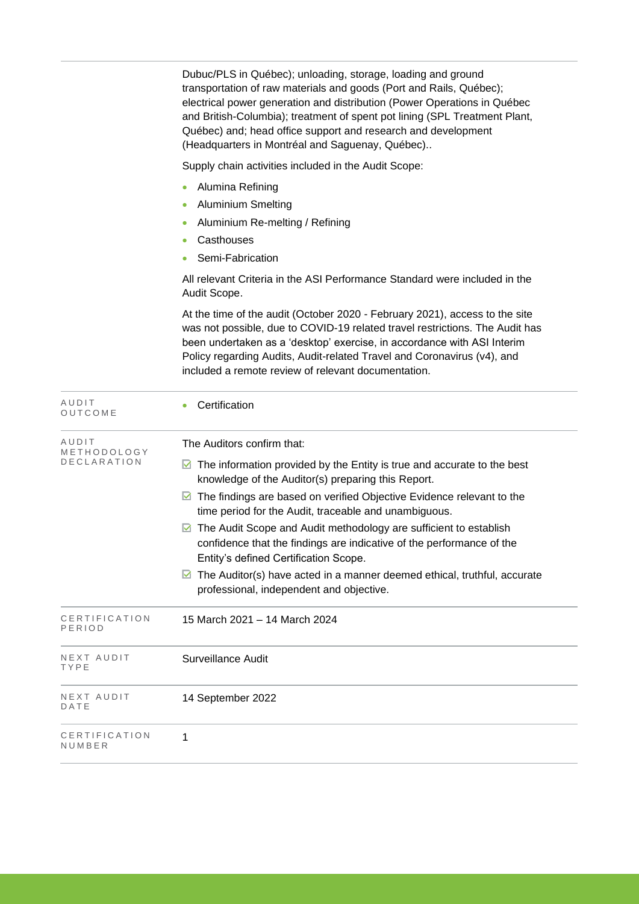| | |
|---|---|
| | Dubuc/PLS in Québec); unloading, storage, loading and ground transportation of raw materials and goods (Port and Rails, Québec); electrical power generation and distribution (Power Operations in Québec and British-Columbia); treatment of spent pot lining (SPL Treatment Plant, Québec) and; head office support and research and development (Headquarters in Montréal and Saguenay, Québec)..<br><br>Supply chain activities included in the Audit Scope:<br><br>• Alumina Refining<br>• Aluminium Smelting<br>• Aluminium Re-melting / Refining<br>• Casthouses<br>• Semi-Fabrication<br><br>All relevant Criteria in the ASI Performance Standard were included in the Audit Scope.<br><br>At the time of the audit (October 2020 - February 2021), access to the site was not possible, due to COVID-19 related travel restrictions. The Audit has been undertaken as a 'desktop' exercise, in accordance with ASI Interim Policy regarding Audits, Audit-related Travel and Coronavirus (v4), and included a remote review of relevant documentation. |
| AUDIT OUTCOME | • Certification |
| AUDIT METHODOLOGY DECLARATION | The Auditors confirm that:<br><br>☑ The information provided by the Entity is true and accurate to the best knowledge of the Auditor(s) preparing this Report.<br>☑ The findings are based on verified Objective Evidence relevant to the time period for the Audit, traceable and unambiguous.<br>☑ The Audit Scope and Audit methodology are sufficient to establish confidence that the findings are indicative of the performance of the Entity's defined Certification Scope.<br>☑ The Auditor(s) have acted in a manner deemed ethical, truthful, accurate professional, independent and objective. |
| CERTIFICATION PERIOD | 15 March 2021 – 14 March 2024 |
| NEXT AUDIT TYPE | Surveillance Audit |
| NEXT AUDIT DATE | 14 September 2022 |
| CERTIFICATION NUMBER | 1 |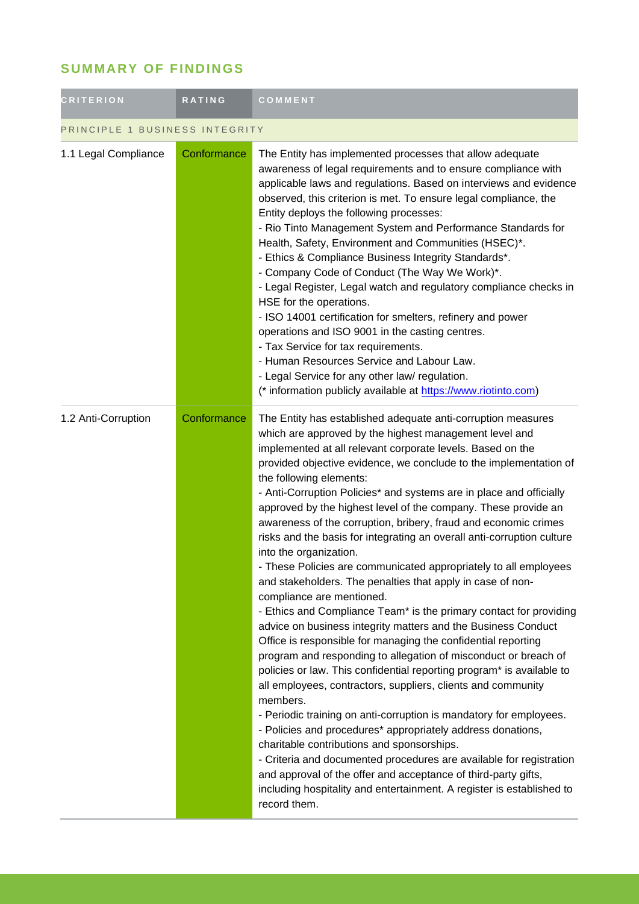## SUMMARY OF FINDINGS

| CRITERION | RATING | COMMENT |
|---|---|---|
| PRINCIPLE 1 BUSINESS INTEGRITY | | |
| 1.1 Legal Compliance | Conformance | The Entity has implemented processes that allow adequate awareness of legal requirements and to ensure compliance with applicable laws and regulations. Based on interviews and evidence observed, this criterion is met. To ensure legal compliance, the Entity deploys the following processes:<br>- Rio Tinto Management System and Performance Standards for Health, Safety, Environment and Communities (HSEC)*.<br>- Ethics & Compliance Business Integrity Standards*.<br>- Company Code of Conduct (The Way We Work)*.<br>- Legal Register, Legal watch and regulatory compliance checks in HSE for the operations.<br>- ISO 14001 certification for smelters, refinery and power operations and ISO 9001 in the casting centres.<br>- Tax Service for tax requirements.<br>- Human Resources Service and Labour Law.<br>- Legal Service for any other law/ regulation.<br>(* information publicly available at https://www.riotinto.com) |
| 1.2 Anti-Corruption | Conformance | The Entity has established adequate anti-corruption measures which are approved by the highest management level and implemented at all relevant corporate levels. Based on the provided objective evidence, we conclude to the implementation of the following elements:<br>- Anti-Corruption Policies* and systems are in place and officially approved by the highest level of the company. These provide an awareness of the corruption, bribery, fraud and economic crimes risks and the basis for integrating an overall anti-corruption culture into the organization.<br>- These Policies are communicated appropriately to all employees and stakeholders. The penalties that apply in case of non-compliance are mentioned.<br>- Ethics and Compliance Team* is the primary contact for providing advice on business integrity matters and the Business Conduct Office is responsible for managing the confidential reporting program and responding to allegation of misconduct or breach of policies or law. This confidential reporting program* is available to all employees, contractors, suppliers, clients and community members.<br>- Periodic training on anti-corruption is mandatory for employees.<br>- Policies and procedures* appropriately address donations, charitable contributions and sponsorships.<br>- Criteria and documented procedures are available for registration and approval of the offer and acceptance of third-party gifts, including hospitality and entertainment. A register is established to record them. |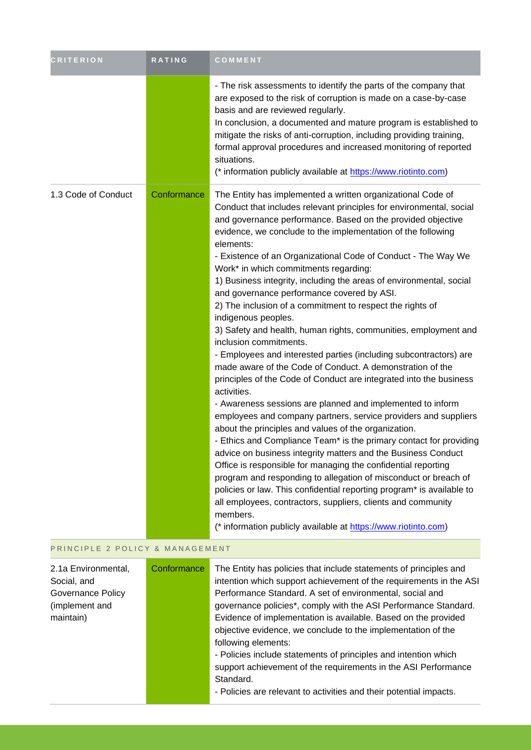| CRITERION | RATING | COMMENT |
| --- | --- | --- |
| | | - The risk assessments to identify the parts of the company that are exposed to the risk of corruption is made on a case-by-case basis and are reviewed regularly.<br>In conclusion, a documented and mature program is established to mitigate the risks of anti-corruption, including providing training, formal approval procedures and increased monitoring of reported situations.<br>(* information publicly available at https://www.riotinto.com) |
| 1.3 Code of Conduct | Conformance | The Entity has implemented a written organizational Code of Conduct that includes relevant principles for environmental, social and governance performance. Based on the provided objective evidence, we conclude to the implementation of the following elements:<br>- Existence of an Organizational Code of Conduct - The Way We Work* in which commitments regarding:<br>1) Business integrity, including the areas of environmental, social and governance performance covered by ASI.<br>2) The inclusion of a commitment to respect the rights of indigenous peoples.<br>3) Safety and health, human rights, communities, employment and inclusion commitments.<br>- Employees and interested parties (including subcontractors) are made aware of the Code of Conduct. A demonstration of the principles of the Code of Conduct are integrated into the business activities.<br>- Awareness sessions are planned and implemented to inform employees and company partners, service providers and suppliers about the principles and values of the organization.<br>- Ethics and Compliance Team* is the primary contact for providing advice on business integrity matters and the Business Conduct Office is responsible for managing the confidential reporting program and responding to allegation of misconduct or breach of policies or law. This confidential reporting program* is available to all employees, contractors, suppliers, clients and community members.<br>(* information publicly available at https://www.riotinto.com) |
| PRINCIPLE 2 POLICY & MANAGEMENT | | |
| 2.1a Environmental, Social, and Governance Policy (implement and maintain) | Conformance | The Entity has policies that include statements of principles and intention which support achievement of the requirements in the ASI Performance Standard. A set of environmental, social and governance policies*, comply with the ASI Performance Standard. Evidence of implementation is available. Based on the provided objective evidence, we conclude to the implementation of the following elements:<br>- Policies include statements of principles and intention which support achievement of the requirements in the ASI Performance Standard.<br>- Policies are relevant to activities and their potential impacts. |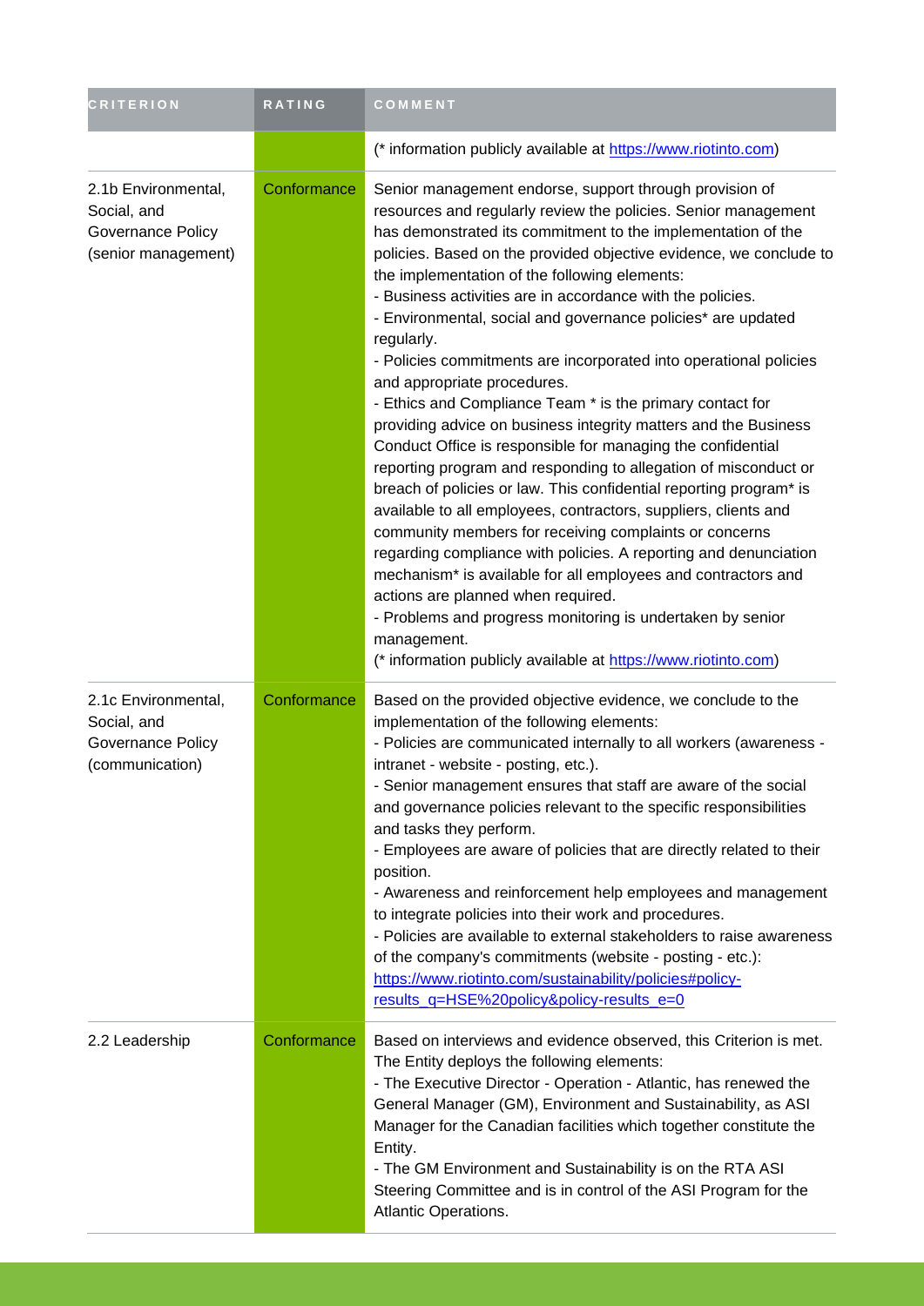| CRITERION | RATING | COMMENT |
| --- | --- | --- |
| | | (* information publicly available at https://www.riotinto.com) |
| 2.1b Environmental, Social, and Governance Policy (senior management) | Conformance | Senior management endorse, support through provision of resources and regularly review the policies. Senior management has demonstrated its commitment to the implementation of the policies. Based on the provided objective evidence, we conclude to the implementation of the following elements:<br>- Business activities are in accordance with the policies.<br>- Environmental, social and governance policies* are updated regularly.<br>- Policies commitments are incorporated into operational policies and appropriate procedures.<br>- Ethics and Compliance Team * is the primary contact for providing advice on business integrity matters and the Business Conduct Office is responsible for managing the confidential reporting program and responding to allegation of misconduct or breach of policies or law. This confidential reporting program* is available to all employees, contractors, suppliers, clients and community members for receiving complaints or concerns regarding compliance with policies. A reporting and denunciation mechanism* is available for all employees and contractors and actions are planned when required.<br>- Problems and progress monitoring is undertaken by senior management.<br>(* information publicly available at https://www.riotinto.com) |
| 2.1c Environmental, Social, and Governance Policy (communication) | Conformance | Based on the provided objective evidence, we conclude to the implementation of the following elements:<br>- Policies are communicated internally to all workers (awareness - intranet - website - posting, etc.).<br>- Senior management ensures that staff are aware of the social and governance policies relevant to the specific responsibilities and tasks they perform.<br>- Employees are aware of policies that are directly related to their position.<br>- Awareness and reinforcement help employees and management to integrate policies into their work and procedures.<br>- Policies are available to external stakeholders to raise awareness of the company's commitments (website - posting - etc.): https://www.riotinto.com/sustainability/policies#policy-results_q=HSE%20policy&policy-results_e=0 |
| 2.2 Leadership | Conformance | Based on interviews and evidence observed, this Criterion is met. The Entity deploys the following elements:<br>- The Executive Director - Operation - Atlantic, has renewed the General Manager (GM), Environment and Sustainability, as ASI Manager for the Canadian facilities which together constitute the Entity.<br>- The GM Environment and Sustainability is on the RTA ASI Steering Committee and is in control of the ASI Program for the Atlantic Operations. |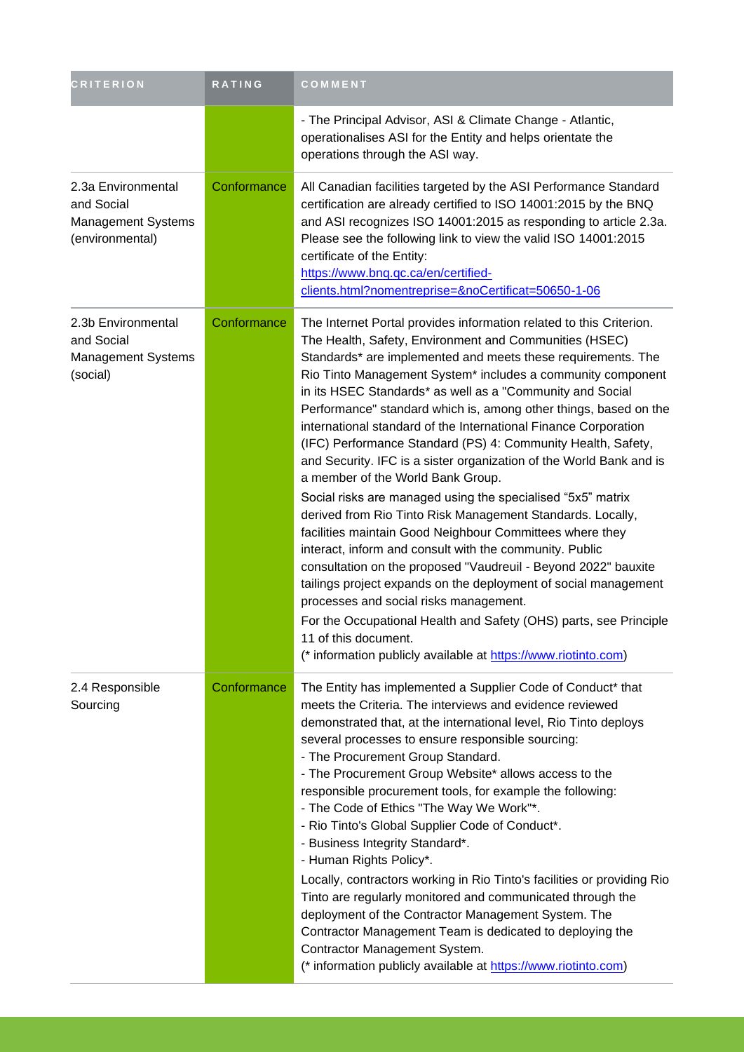| CRITERION | RATING | COMMENT |
|---|---|---|
| | | - The Principal Advisor, ASI & Climate Change - Atlantic, operationalises ASI for the Entity and helps orientate the operations through the ASI way. |
| 2.3a Environmental and Social Management Systems (environmental) | Conformance | All Canadian facilities targeted by the ASI Performance Standard certification are already certified to ISO 14001:2015 by the BNQ and ASI recognizes ISO 14001:2015 as responding to article 2.3a. Please see the following link to view the valid ISO 14001:2015 certificate of the Entity: https://www.bnq.qc.ca/en/certified-clients.html?nomentreprise=&noCertificat=50650-1-06 |
| 2.3b Environmental and Social Management Systems (social) | Conformance | The Internet Portal provides information related to this Criterion. The Health, Safety, Environment and Communities (HSEC) Standards* are implemented and meets these requirements. The Rio Tinto Management System* includes a community component in its HSEC Standards* as well as a "Community and Social Performance" standard which is, among other things, based on the international standard of the International Finance Corporation (IFC) Performance Standard (PS) 4: Community Health, Safety, and Security. IFC is a sister organization of the World Bank and is a member of the World Bank Group.<br>Social risks are managed using the specialised "5x5" matrix derived from Rio Tinto Risk Management Standards. Locally, facilities maintain Good Neighbour Committees where they interact, inform and consult with the community. Public consultation on the proposed "Vaudreuil - Beyond 2022" bauxite tailings project expands on the deployment of social management processes and social risks management.<br>For the Occupational Health and Safety (OHS) parts, see Principle 11 of this document.<br>(* information publicly available at https://www.riotinto.com) |
| 2.4 Responsible Sourcing | Conformance | The Entity has implemented a Supplier Code of Conduct* that meets the Criteria. The interviews and evidence reviewed demonstrated that, at the international level, Rio Tinto deploys several processes to ensure responsible sourcing:<br>- The Procurement Group Standard.<br>- The Procurement Group Website* allows access to the responsible procurement tools, for example the following:<br>- The Code of Ethics "The Way We Work"*.<br>- Rio Tinto's Global Supplier Code of Conduct*.<br>- Business Integrity Standard*.<br>- Human Rights Policy*.<br>Locally, contractors working in Rio Tinto's facilities or providing Rio Tinto are regularly monitored and communicated through the deployment of the Contractor Management System. The Contractor Management Team is dedicated to deploying the Contractor Management System.<br>(* information publicly available at https://www.riotinto.com) |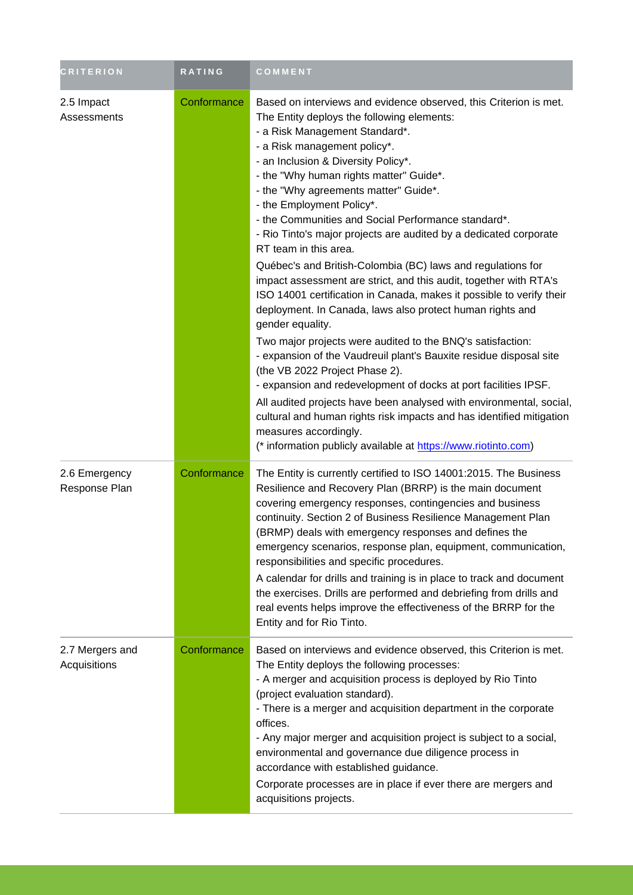| CRITERION | RATING | COMMENT |
| --- | --- | --- |
| 2.5 Impact Assessments | Conformance | Based on interviews and evidence observed, this Criterion is met.<br>The Entity deploys the following elements:<br>- a Risk Management Standard*.<br>- a Risk management policy*.<br>- an Inclusion & Diversity Policy*.<br>- the "Why human rights matter" Guide*.<br>- the "Why agreements matter" Guide*.<br>- the Employment Policy*.<br>- the Communities and Social Performance standard*.<br>- Rio Tinto's major projects are audited by a dedicated corporate RT team in this area.<br>Québec's and British-Colombia (BC) laws and regulations for impact assessment are strict, and this audit, together with RTA's ISO 14001 certification in Canada, makes it possible to verify their deployment. In Canada, laws also protect human rights and gender equality.<br>Two major projects were audited to the BNQ's satisfaction:<br>- expansion of the Vaudreuil plant's Bauxite residue disposal site (the VB 2022 Project Phase 2).<br>- expansion and redevelopment of docks at port facilities IPSF.<br>All audited projects have been analysed with environmental, social, cultural and human rights risk impacts and has identified mitigation measures accordingly.<br>(* information publicly available at [https://www.riotinto.com](https://www.riotinto.com)) |
| 2.6 Emergency Response Plan | Conformance | The Entity is currently certified to ISO 14001:2015. The Business Resilience and Recovery Plan (BRRP) is the main document covering emergency responses, contingencies and business continuity. Section 2 of Business Resilience Management Plan (BRMP) deals with emergency responses and defines the emergency scenarios, response plan, equipment, communication, responsibilities and specific procedures.<br>A calendar for drills and training is in place to track and document the exercises. Drills are performed and debriefing from drills and real events helps improve the effectiveness of the BRRP for the Entity and for Rio Tinto. |
| 2.7 Mergers and Acquisitions | Conformance | Based on interviews and evidence observed, this Criterion is met.<br>The Entity deploys the following processes:<br>- A merger and acquisition process is deployed by Rio Tinto (project evaluation standard).<br>- There is a merger and acquisition department in the corporate offices.<br>- Any major merger and acquisition project is subject to a social, environmental and governance due diligence process in accordance with established guidance.<br>Corporate processes are in place if ever there are mergers and acquisitions projects. |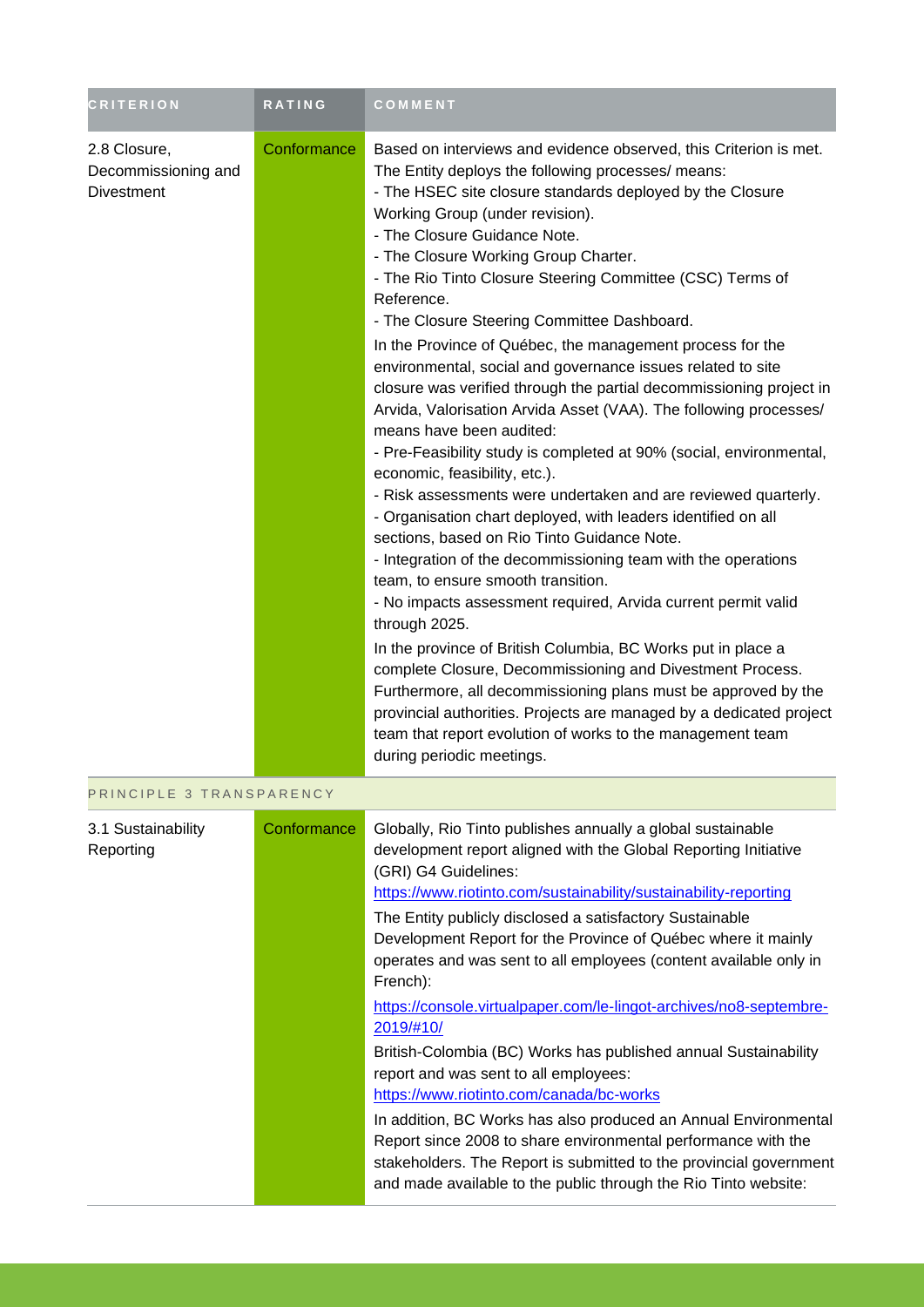| CRITERION | RATING | COMMENT |
|---|---|---|
| 2.8 Closure, Decommissioning and Divestment | Conformance | Based on interviews and evidence observed, this Criterion is met. The Entity deploys the following processes/ means:<br>- The HSEC site closure standards deployed by the Closure Working Group (under revision).<br>- The Closure Guidance Note.<br>- The Closure Working Group Charter.<br>- The Rio Tinto Closure Steering Committee (CSC) Terms of Reference.<br>- The Closure Steering Committee Dashboard.<br>In the Province of Québec, the management process for the environmental, social and governance issues related to site closure was verified through the partial decommissioning project in Arvida, Valorisation Arvida Asset (VAA). The following processes/ means have been audited:<br>- Pre-Feasibility study is completed at 90% (social, environmental, economic, feasibility, etc.).<br>- Risk assessments were undertaken and are reviewed quarterly.<br>- Organisation chart deployed, with leaders identified on all sections, based on Rio Tinto Guidance Note.<br>- Integration of the decommissioning team with the operations team, to ensure smooth transition.<br>- No impacts assessment required, Arvida current permit valid through 2025.<br>In the province of British Columbia, BC Works put in place a complete Closure, Decommissioning and Divestment Process. Furthermore, all decommissioning plans must be approved by the provincial authorities. Projects are managed by a dedicated project team that report evolution of works to the management team during periodic meetings. |
| PRINCIPLE 3 TRANSPARENCY | | |
| 3.1 Sustainability Reporting | Conformance | Globally, Rio Tinto publishes annually a global sustainable development report aligned with the Global Reporting Initiative (GRI) G4 Guidelines:<br>https://www.riotinto.com/sustainability/sustainability-reporting<br>The Entity publicly disclosed a satisfactory Sustainable Development Report for the Province of Québec where it mainly operates and was sent to all employees (content available only in French):<br>https://console.virtualpaper.com/le-lingot-archives/no8-septembre-2019/#10/<br>British-Colombia (BC) Works has published annual Sustainability report and was sent to all employees:<br>https://www.riotinto.com/canada/bc-works<br>In addition, BC Works has also produced an Annual Environmental Report since 2008 to share environmental performance with the stakeholders. The Report is submitted to the provincial government and made available to the public through the Rio Tinto website: |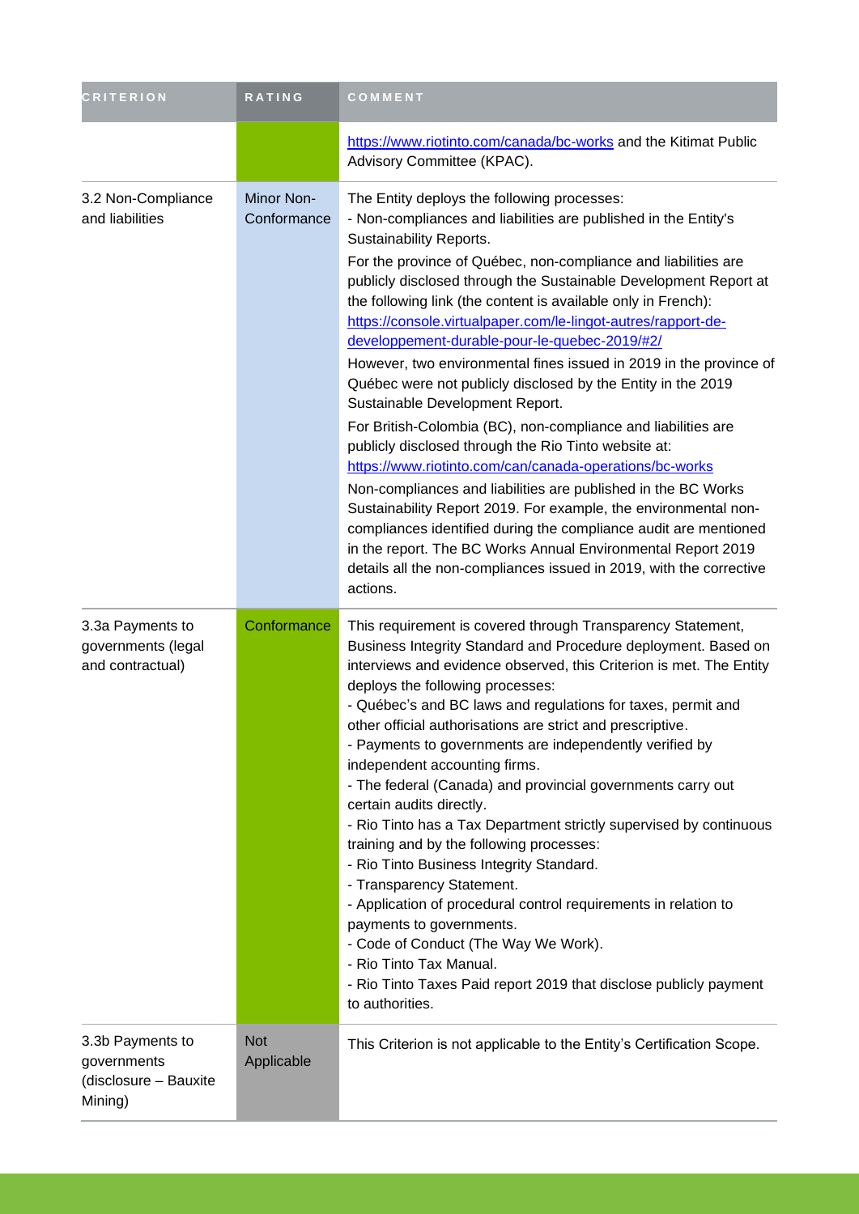| CRITERION | RATING | COMMENT |
| --- | --- | --- |
| | | https://www.riotinto.com/canada/bc-works and the Kitimat Public Advisory Committee (KPAC). |
| 3.2 Non-Compliance and liabilities | Minor Non-Conformance | The Entity deploys the following processes:<br>- Non-compliances and liabilities are published in the Entity's Sustainability Reports.<br>For the province of Québec, non-compliance and liabilities are publicly disclosed through the Sustainable Development Report at the following link (the content is available only in French): https://console.virtualpaper.com/le-lingot-autres/rapport-de-developpement-durable-pour-le-quebec-2019/#2/<br>However, two environmental fines issued in 2019 in the province of Québec were not publicly disclosed by the Entity in the 2019 Sustainable Development Report.<br>For British-Colombia (BC), non-compliance and liabilities are publicly disclosed through the Rio Tinto website at: https://www.riotinto.com/can/canada-operations/bc-works<br>Non-compliances and liabilities are published in the BC Works Sustainability Report 2019. For example, the environmental non-compliances identified during the compliance audit are mentioned in the report. The BC Works Annual Environmental Report 2019 details all the non-compliances issued in 2019, with the corrective actions. |
| 3.3a Payments to governments (legal and contractual) | Conformance | This requirement is covered through Transparency Statement, Business Integrity Standard and Procedure deployment. Based on interviews and evidence observed, this Criterion is met. The Entity deploys the following processes:<br>- Québec's and BC laws and regulations for taxes, permit and other official authorisations are strict and prescriptive.<br>- Payments to governments are independently verified by independent accounting firms.<br>- The federal (Canada) and provincial governments carry out certain audits directly.<br>- Rio Tinto has a Tax Department strictly supervised by continuous training and by the following processes:<br>- Rio Tinto Business Integrity Standard.<br>- Transparency Statement.<br>- Application of procedural control requirements in relation to payments to governments.<br>- Code of Conduct (The Way We Work).<br>- Rio Tinto Tax Manual.<br>- Rio Tinto Taxes Paid report 2019 that disclose publicly payment to authorities. |
| 3.3b Payments to governments (disclosure – Bauxite Mining) | Not Applicable | This Criterion is not applicable to the Entity's Certification Scope. |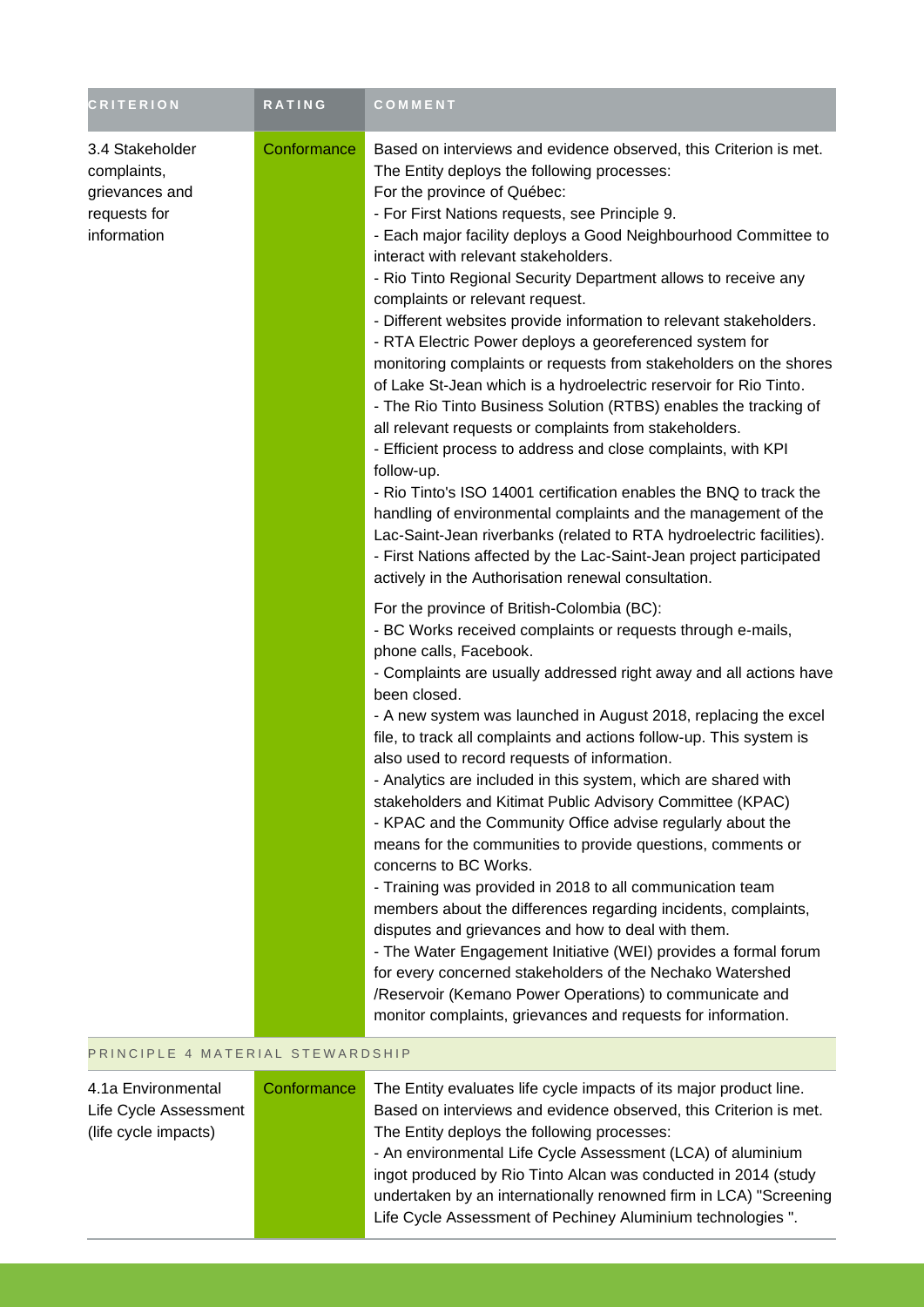| CRITERION | RATING | COMMENT |
| --- | --- | --- |
| 3.4 Stakeholder complaints, grievances and requests for information | Conformance | Based on interviews and evidence observed, this Criterion is met.<br>The Entity deploys the following processes:<br>For the province of Québec:<br>- For First Nations requests, see Principle 9.<br>- Each major facility deploys a Good Neighbourhood Committee to interact with relevant stakeholders.<br>- Rio Tinto Regional Security Department allows to receive any complaints or relevant request.<br>- Different websites provide information to relevant stakeholders.<br>- RTA Electric Power deploys a georeferenced system for monitoring complaints or requests from stakeholders on the shores of Lake St-Jean which is a hydroelectric reservoir for Rio Tinto.<br>- The Rio Tinto Business Solution (RTBS) enables the tracking of all relevant requests or complaints from stakeholders.<br>- Efficient process to address and close complaints, with KPI follow-up.<br>- Rio Tinto's ISO 14001 certification enables the BNQ to track the handling of environmental complaints and the management of the Lac-Saint-Jean riverbanks (related to RTA hydroelectric facilities).<br>- First Nations affected by the Lac-Saint-Jean project participated actively in the Authorisation renewal consultation.<br><br>For the province of British-Colombia (BC):<br>- BC Works received complaints or requests through e-mails, phone calls, Facebook.<br>- Complaints are usually addressed right away and all actions have been closed.<br>- A new system was launched in August 2018, replacing the excel file, to track all complaints and actions follow-up. This system is also used to record requests of information.<br>- Analytics are included in this system, which are shared with stakeholders and Kitimat Public Advisory Committee (KPAC)<br>- KPAC and the Community Office advise regularly about the means for the communities to provide questions, comments or concerns to BC Works.<br>- Training was provided in 2018 to all communication team members about the differences regarding incidents, complaints, disputes and grievances and how to deal with them.<br>- The Water Engagement Initiative (WEI) provides a formal forum for every concerned stakeholders of the Nechako Watershed /Reservoir (Kemano Power Operations) to communicate and monitor complaints, grievances and requests for information. |
| PRINCIPLE 4 MATERIAL STEWARDSHIP | | |
| 4.1a Environmental Life Cycle Assessment (life cycle impacts) | Conformance | The Entity evaluates life cycle impacts of its major product line.<br>Based on interviews and evidence observed, this Criterion is met.<br>The Entity deploys the following processes:<br>- An environmental Life Cycle Assessment (LCA) of aluminium ingot produced by Rio Tinto Alcan was conducted in 2014 (study undertaken by an internationally renowned firm in LCA) "Screening Life Cycle Assessment of Pechiney Aluminium technologies ". |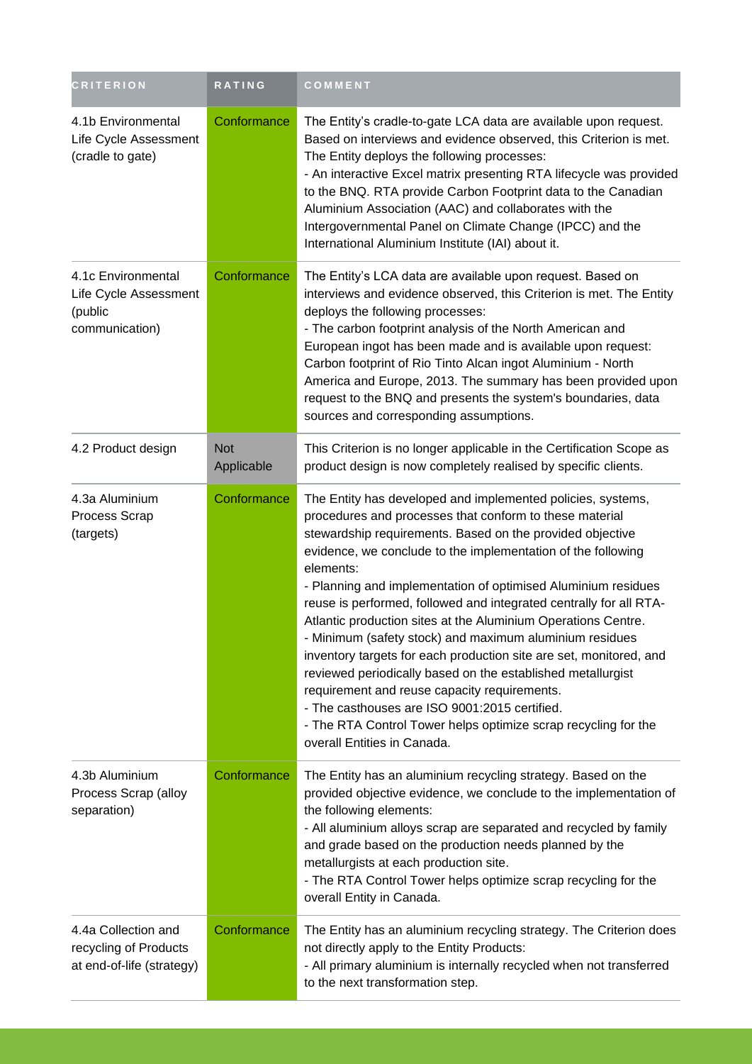| CRITERION | RATING | COMMENT |
|---|---|---|
| 4.1b Environmental Life Cycle Assessment (cradle to gate) | Conformance | The Entity's cradle-to-gate LCA data are available upon request. Based on interviews and evidence observed, this Criterion is met. The Entity deploys the following processes:<br>- An interactive Excel matrix presenting RTA lifecycle was provided to the BNQ. RTA provide Carbon Footprint data to the Canadian Aluminium Association (AAC) and collaborates with the Intergovernmental Panel on Climate Change (IPCC) and the International Aluminium Institute (IAI) about it. |
| 4.1c Environmental Life Cycle Assessment (public communication) | Conformance | The Entity's LCA data are available upon request. Based on interviews and evidence observed, this Criterion is met. The Entity deploys the following processes:<br>- The carbon footprint analysis of the North American and European ingot has been made and is available upon request: Carbon footprint of Rio Tinto Alcan ingot Aluminium - North America and Europe, 2013. The summary has been provided upon request to the BNQ and presents the system's boundaries, data sources and corresponding assumptions. |
| 4.2 Product design | Not Applicable | This Criterion is no longer applicable in the Certification Scope as product design is now completely realised by specific clients. |
| 4.3a Aluminium Process Scrap (targets) | Conformance | The Entity has developed and implemented policies, systems, procedures and processes that conform to these material stewardship requirements. Based on the provided objective evidence, we conclude to the implementation of the following elements:<br>- Planning and implementation of optimised Aluminium residues reuse is performed, followed and integrated centrally for all RTA-Atlantic production sites at the Aluminium Operations Centre.<br>- Minimum (safety stock) and maximum aluminium residues inventory targets for each production site are set, monitored, and reviewed periodically based on the established metallurgist requirement and reuse capacity requirements.<br>- The casthouses are ISO 9001:2015 certified.<br>- The RTA Control Tower helps optimize scrap recycling for the overall Entities in Canada. |
| 4.3b Aluminium Process Scrap (alloy separation) | Conformance | The Entity has an aluminium recycling strategy. Based on the provided objective evidence, we conclude to the implementation of the following elements:<br>- All aluminium alloys scrap are separated and recycled by family and grade based on the production needs planned by the metallurgists at each production site.<br>- The RTA Control Tower helps optimize scrap recycling for the overall Entity in Canada. |
| 4.4a Collection and recycling of Products at end-of-life (strategy) | Conformance | The Entity has an aluminium recycling strategy. The Criterion does not directly apply to the Entity Products:<br>- All primary aluminium is internally recycled when not transferred to the next transformation step. |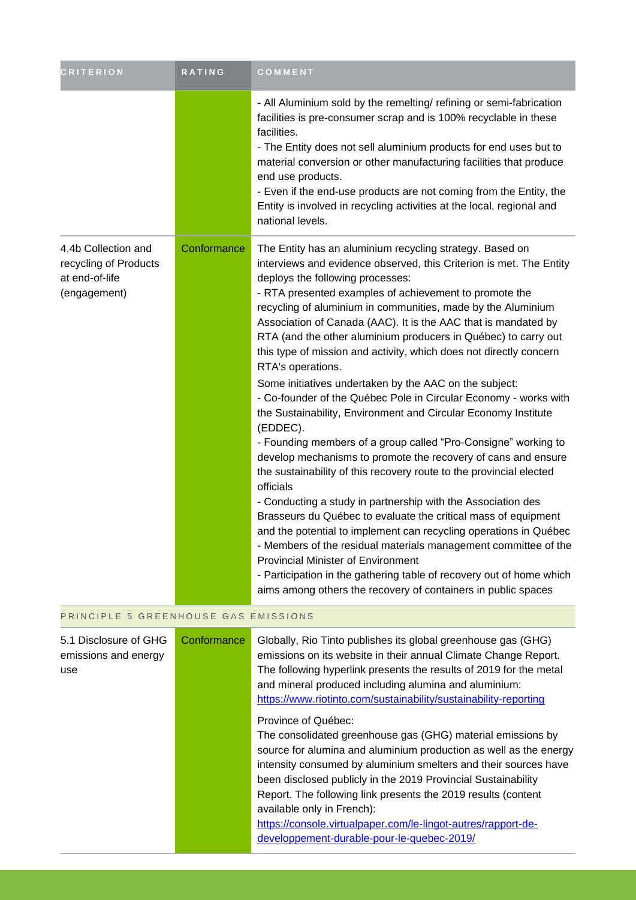| CRITERION | RATING | COMMENT |
| --- | --- | --- |
| | | - All Aluminium sold by the remelting/ refining or semi-fabrication facilities is pre-consumer scrap and is 100% recyclable in these facilities.<br>- The Entity does not sell aluminium products for end uses but to material conversion or other manufacturing facilities that produce end use products.<br>- Even if the end-use products are not coming from the Entity, the Entity is involved in recycling activities at the local, regional and national levels. |
| 4.4b Collection and recycling of Products at end-of-life (engagement) | Conformance | The Entity has an aluminium recycling strategy. Based on interviews and evidence observed, this Criterion is met. The Entity deploys the following processes:<br>- RTA presented examples of achievement to promote the recycling of aluminium in communities, made by the Aluminium Association of Canada (AAC). It is the AAC that is mandated by RTA (and the other aluminium producers in Québec) to carry out this type of mission and activity, which does not directly concern RTA's operations.<br>Some initiatives undertaken by the AAC on the subject:<br>- Co-founder of the Québec Pole in Circular Economy - works with the Sustainability, Environment and Circular Economy Institute (EDDEC).<br>- Founding members of a group called "Pro-Consigne" working to develop mechanisms to promote the recovery of cans and ensure the sustainability of this recovery route to the provincial elected officials<br>- Conducting a study in partnership with the Association des Brasseurs du Québec to evaluate the critical mass of equipment and the potential to implement can recycling operations in Québec<br>- Members of the residual materials management committee of the Provincial Minister of Environment<br>- Participation in the gathering table of recovery out of home which aims among others the recovery of containers in public spaces |
| PRINCIPLE 5 GREENHOUSE GAS EMISSIONS | | |
| 5.1 Disclosure of GHG emissions and energy use | Conformance | Globally, Rio Tinto publishes its global greenhouse gas (GHG) emissions on its website in their annual Climate Change Report. The following hyperlink presents the results of 2019 for the metal and mineral produced including alumina and aluminium: [https://www.riotinto.com/sustainability/sustainability-reporting](https://www.riotinto.com/sustainability/sustainability-reporting)<br>Province of Québec:<br>The consolidated greenhouse gas (GHG) material emissions by source for alumina and aluminium production as well as the energy intensity consumed by aluminium smelters and their sources have been disclosed publicly in the 2019 Provincial Sustainability Report. The following link presents the 2019 results (content available only in French):<br>[https://console.virtualpaper.com/le-lingot-autres/rapport-de-developpement-durable-pour-le-quebec-2019/](https://console.virtualpaper.com/le-lingot-autres/rapport-de-developpement-durable-pour-le-quebec-2019/) |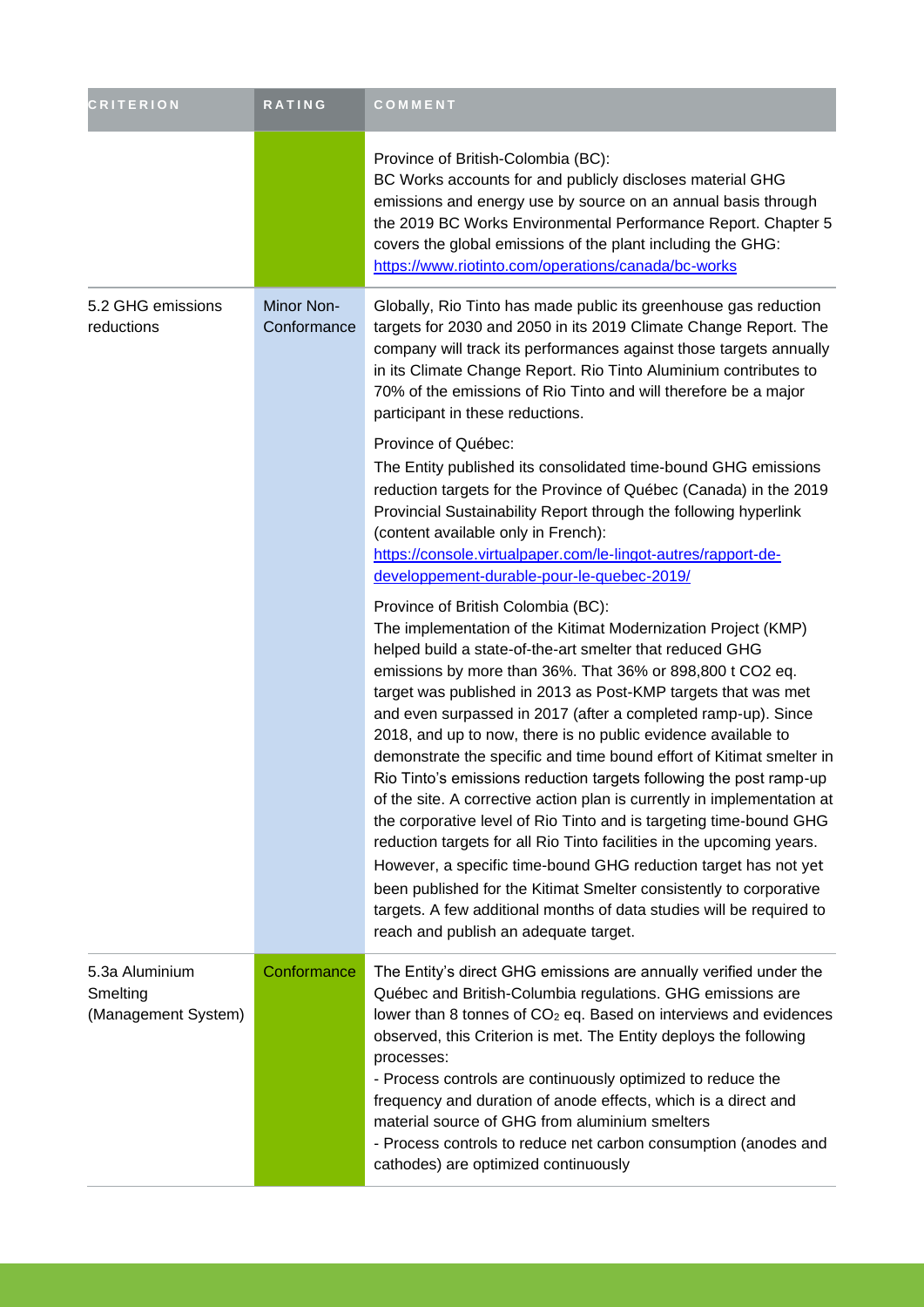| CRITERION | RATING | COMMENT |
|---|---|---|
| | | Province of British-Colombia (BC):<br>BC Works accounts for and publicly discloses material GHG emissions and energy use by source on an annual basis through the 2019 BC Works Environmental Performance Report. Chapter 5 covers the global emissions of the plant including the GHG: https://www.riotinto.com/operations/canada/bc-works |
| 5.2 GHG emissions reductions | Minor Non-Conformance | Globally, Rio Tinto has made public its greenhouse gas reduction targets for 2030 and 2050 in its 2019 Climate Change Report. The company will track its performances against those targets annually in its Climate Change Report. Rio Tinto Aluminium contributes to 70% of the emissions of Rio Tinto and will therefore be a major participant in these reductions.<br><br>Province of Québec:<br>The Entity published its consolidated time-bound GHG emissions reduction targets for the Province of Québec (Canada) in the 2019 Provincial Sustainability Report through the following hyperlink (content available only in French): https://console.virtualpaper.com/le-lingot-autres/rapport-de-developpement-durable-pour-le-quebec-2019/<br><br>Province of British Colombia (BC):<br>The implementation of the Kitimat Modernization Project (KMP) helped build a state-of-the-art smelter that reduced GHG emissions by more than 36%. That 36% or 898,800 t CO2 eq. target was published in 2013 as Post-KMP targets that was met and even surpassed in 2017 (after a completed ramp-up). Since 2018, and up to now, there is no public evidence available to demonstrate the specific and time bound effort of Kitimat smelter in Rio Tinto's emissions reduction targets following the post ramp-up of the site. A corrective action plan is currently in implementation at the corporative level of Rio Tinto and is targeting time-bound GHG reduction targets for all Rio Tinto facilities in the upcoming years. However, a specific time-bound GHG reduction target has not yet been published for the Kitimat Smelter consistently to corporative targets. A few additional months of data studies will be required to reach and publish an adequate target. |
| 5.3a Aluminium Smelting (Management System) | Conformance | The Entity's direct GHG emissions are annually verified under the Québec and British-Columbia regulations. GHG emissions are lower than 8 tonnes of $CO_2$ eq. Based on interviews and evidences observed, this Criterion is met. The Entity deploys the following processes:<br>- Process controls are continuously optimized to reduce the frequency and duration of anode effects, which is a direct and material source of GHG from aluminium smelters<br>- Process controls to reduce net carbon consumption (anodes and cathodes) are optimized continuously |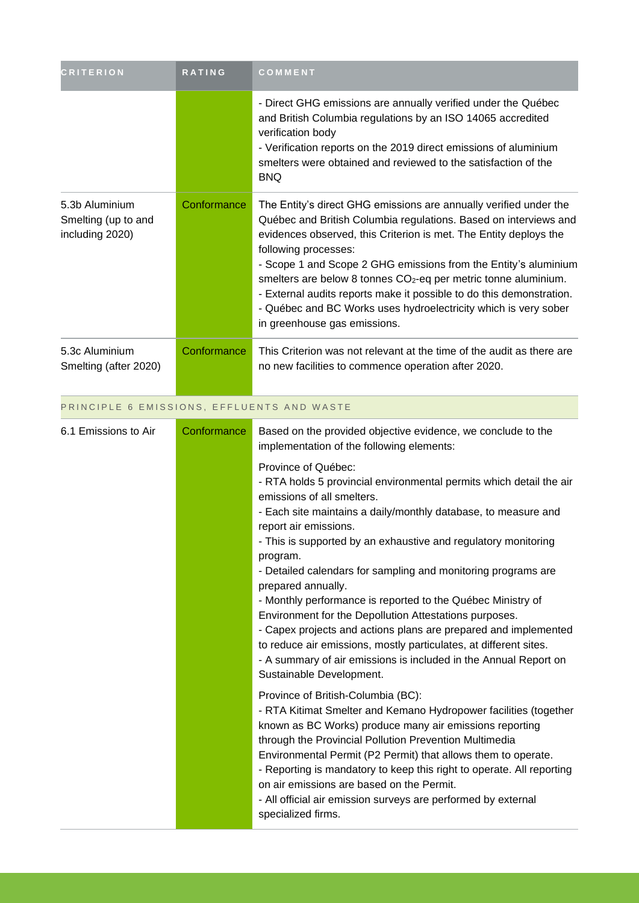| CRITERION | RATING | COMMENT |
| --- | --- | --- |
| | | - Direct GHG emissions are annually verified under the Québec and British Columbia regulations by an ISO 14065 accredited verification body<br>- Verification reports on the 2019 direct emissions of aluminium smelters were obtained and reviewed to the satisfaction of the BNQ |
| 5.3b Aluminium Smelting (up to and including 2020) | Conformance | The Entity's direct GHG emissions are annually verified under the Québec and British Columbia regulations. Based on interviews and evidences observed, this Criterion is met. The Entity deploys the following processes:<br>- Scope 1 and Scope 2 GHG emissions from the Entity's aluminium smelters are below 8 tonnes $CO_2$-eq per metric tonne aluminium.<br>- External audits reports make it possible to do this demonstration.<br>- Québec and BC Works uses hydroelectricity which is very sober in greenhouse gas emissions. |
| 5.3c Aluminium Smelting (after 2020) | Conformance | This Criterion was not relevant at the time of the audit as there are no new facilities to commence operation after 2020. |
| **PRINCIPLE 6 EMISSIONS, EFFLUENTS AND WASTE** | | |
| 6.1 Emissions to Air | Conformance | Based on the provided objective evidence, we conclude to the implementation of the following elements:<br><br>Province of Québec:<br>- RTA holds 5 provincial environmental permits which detail the air emissions of all smelters.<br>- Each site maintains a daily/monthly database, to measure and report air emissions.<br>- This is supported by an exhaustive and regulatory monitoring program.<br>- Detailed calendars for sampling and monitoring programs are prepared annually.<br>- Monthly performance is reported to the Québec Ministry of Environment for the Depollution Attestations purposes.<br>- Capex projects and actions plans are prepared and implemented to reduce air emissions, mostly particulates, at different sites.<br>- A summary of air emissions is included in the Annual Report on Sustainable Development.<br><br>Province of British-Columbia (BC):<br>- RTA Kitimat Smelter and Kemano Hydropower facilities (together known as BC Works) produce many air emissions reporting through the Provincial Pollution Prevention Multimedia Environmental Permit (P2 Permit) that allows them to operate.<br>- Reporting is mandatory to keep this right to operate. All reporting on air emissions are based on the Permit.<br>- All official air emission surveys are performed by external specialized firms. |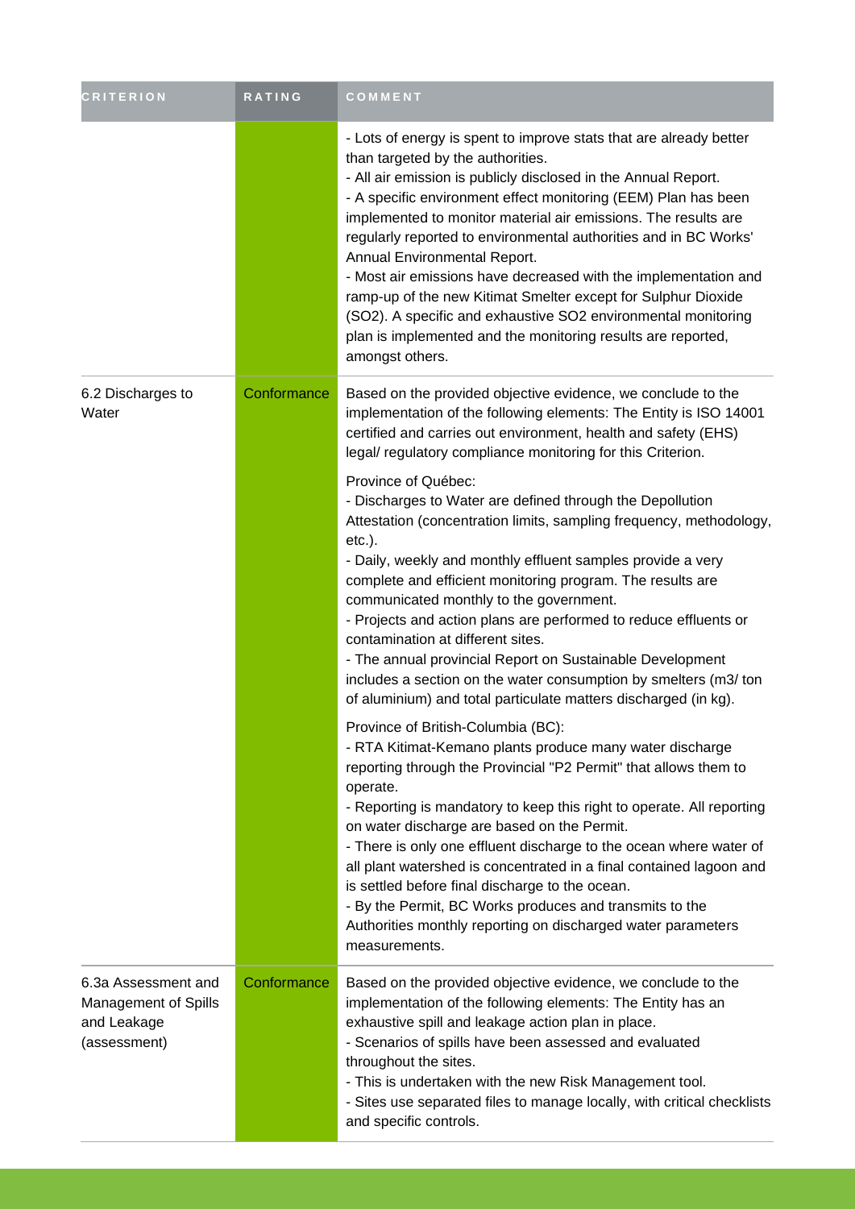| CRITERION | RATING | COMMENT |
| --- | --- | --- |
| | | - Lots of energy is spent to improve stats that are already better than targeted by the authorities.<br>- All air emission is publicly disclosed in the Annual Report.<br>- A specific environment effect monitoring (EEM) Plan has been implemented to monitor material air emissions. The results are regularly reported to environmental authorities and in BC Works' Annual Environmental Report.<br>- Most air emissions have decreased with the implementation and ramp-up of the new Kitimat Smelter except for Sulphur Dioxide ($SO_2$). A specific and exhaustive $SO_2$ environmental monitoring plan is implemented and the monitoring results are reported, amongst others. |
| 6.2 Discharges to Water | Conformance | Based on the provided objective evidence, we conclude to the implementation of the following elements: The Entity is ISO 14001 certified and carries out environment, health and safety (EHS) legal/ regulatory compliance monitoring for this Criterion.<br><br>Province of Québec:<br>- Discharges to Water are defined through the Depollution Attestation (concentration limits, sampling frequency, methodology, etc.).<br>- Daily, weekly and monthly effluent samples provide a very complete and efficient monitoring program. The results are communicated monthly to the government.<br>- Projects and action plans are performed to reduce effluents or contamination at different sites.<br>- The annual provincial Report on Sustainable Development includes a section on the water consumption by smelters (m3/ ton of aluminium) and total particulate matters discharged (in kg).<br><br>Province of British-Columbia (BC):<br>- RTA Kitimat-Kemano plants produce many water discharge reporting through the Provincial "P2 Permit" that allows them to operate.<br>- Reporting is mandatory to keep this right to operate. All reporting on water discharge are based on the Permit.<br>- There is only one effluent discharge to the ocean where water of all plant watershed is concentrated in a final contained lagoon and is settled before final discharge to the ocean.<br>- By the Permit, BC Works produces and transmits to the Authorities monthly reporting on discharged water parameters measurements. |
| 6.3a Assessment and Management of Spills and Leakage (assessment) | Conformance | Based on the provided objective evidence, we conclude to the implementation of the following elements: The Entity has an exhaustive spill and leakage action plan in place.<br>- Scenarios of spills have been assessed and evaluated throughout the sites.<br>- This is undertaken with the new Risk Management tool.<br>- Sites use separated files to manage locally, with critical checklists and specific controls. |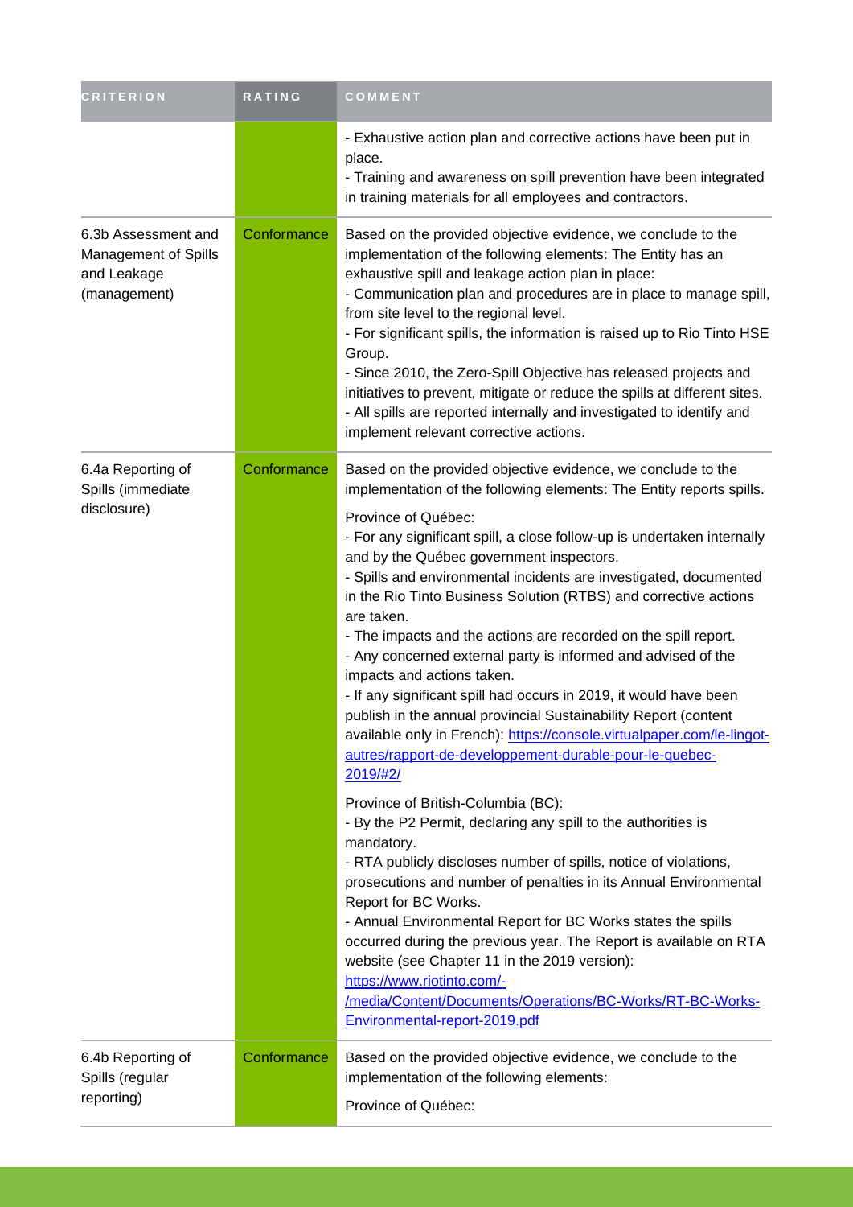| CRITERION | RATING | COMMENT |
|---|---|---|
| | | - Exhaustive action plan and corrective actions have been put in place.<br>- Training and awareness on spill prevention have been integrated in training materials for all employees and contractors. |
| 6.3b Assessment and Management of Spills and Leakage (management) | Conformance | Based on the provided objective evidence, we conclude to the implementation of the following elements: The Entity has an exhaustive spill and leakage action plan in place:<br>- Communication plan and procedures are in place to manage spill, from site level to the regional level.<br>- For significant spills, the information is raised up to Rio Tinto HSE Group.<br>- Since 2010, the Zero-Spill Objective has released projects and initiatives to prevent, mitigate or reduce the spills at different sites.<br>- All spills are reported internally and investigated to identify and implement relevant corrective actions. |
| 6.4a Reporting of Spills (immediate disclosure) | Conformance | Based on the provided objective evidence, we conclude to the implementation of the following elements: The Entity reports spills.<br><br>Province of Québec:<br>- For any significant spill, a close follow-up is undertaken internally and by the Québec government inspectors.<br>- Spills and environmental incidents are investigated, documented in the Rio Tinto Business Solution (RTBS) and corrective actions are taken.<br>- The impacts and the actions are recorded on the spill report.<br>- Any concerned external party is informed and advised of the impacts and actions taken.<br>- If any significant spill had occurs in 2019, it would have been publish in the annual provincial Sustainability Report (content available only in French): https://console.virtualpaper.com/le-lingot-autres/rapport-de-developpement-durable-pour-le-quebec-2019/#2/<br><br>Province of British-Columbia (BC):<br>- By the P2 Permit, declaring any spill to the authorities is mandatory.<br>- RTA publicly discloses number of spills, notice of violations, prosecutions and number of penalties in its Annual Environmental Report for BC Works.<br>- Annual Environmental Report for BC Works states the spills occurred during the previous year. The Report is available on RTA website (see Chapter 11 in the 2019 version): https://www.riotinto.com/-/media/Content/Documents/Operations/BC-Works/RT-BC-Works-Environmental-report-2019.pdf |
| 6.4b Reporting of Spills (regular reporting) | Conformance | Based on the provided objective evidence, we conclude to the implementation of the following elements:<br><br>Province of Québec: |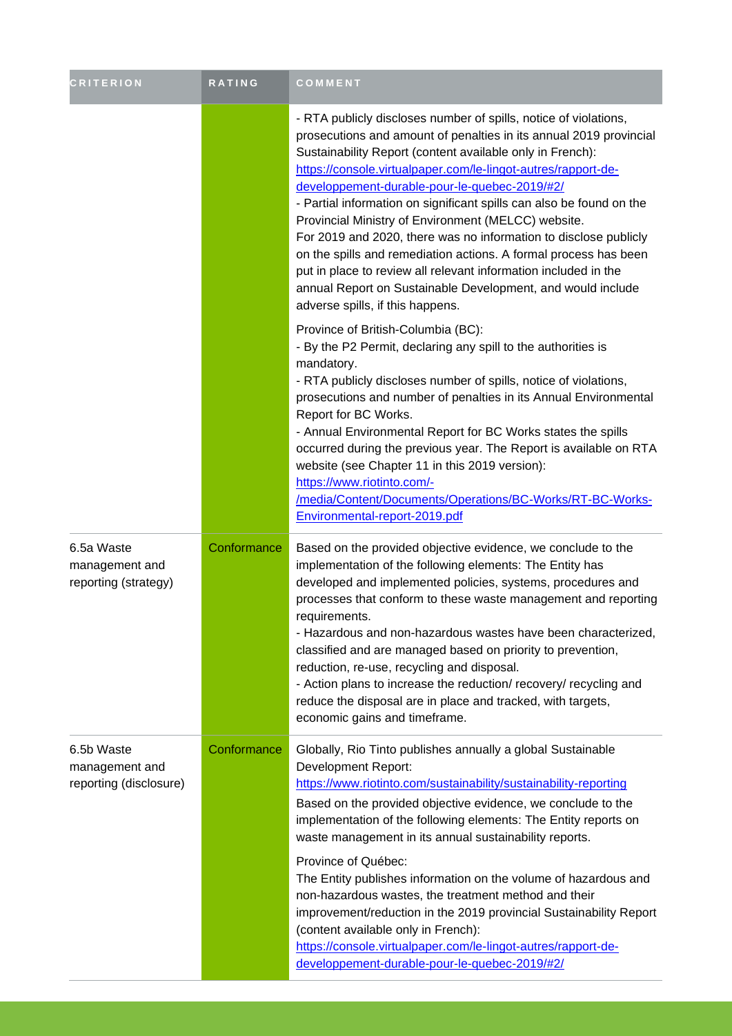| CRITERION | RATING | COMMENT |
| --- | --- | --- |
| | | - RTA publicly discloses number of spills, notice of violations, prosecutions and amount of penalties in its annual 2019 provincial Sustainability Report (content available only in French): https://console.virtualpaper.com/le-lingot-autres/rapport-de-developpement-durable-pour-le-quebec-2019/#2/<br>- Partial information on significant spills can also be found on the Provincial Ministry of Environment (MELCC) website.<br>For 2019 and 2020, there was no information to disclose publicly on the spills and remediation actions. A formal process has been put in place to review all relevant information included in the annual Report on Sustainable Development, and would include adverse spills, if this happens.<br><br>Province of British-Columbia (BC):<br>- By the P2 Permit, declaring any spill to the authorities is mandatory.<br>- RTA publicly discloses number of spills, notice of violations, prosecutions and number of penalties in its Annual Environmental Report for BC Works.<br>- Annual Environmental Report for BC Works states the spills occurred during the previous year. The Report is available on RTA website (see Chapter 11 in this 2019 version):<br>https://www.riotinto.com/-/media/Content/Documents/Operations/BC-Works/RT-BC-Works-Environmental-report-2019.pdf |
| 6.5a Waste management and reporting (strategy) | Conformance | Based on the provided objective evidence, we conclude to the implementation of the following elements: The Entity has developed and implemented policies, systems, procedures and processes that conform to these waste management and reporting requirements.<br>- Hazardous and non-hazardous wastes have been characterized, classified and are managed based on priority to prevention, reduction, re-use, recycling and disposal.<br>- Action plans to increase the reduction/ recovery/ recycling and reduce the disposal are in place and tracked, with targets, economic gains and timeframe. |
| 6.5b Waste management and reporting (disclosure) | Conformance | Globally, Rio Tinto publishes annually a global Sustainable Development Report:<br>https://www.riotinto.com/sustainability/sustainability-reporting<br>Based on the provided objective evidence, we conclude to the implementation of the following elements: The Entity reports on waste management in its annual sustainability reports.<br><br>Province of Québec:<br>The Entity publishes information on the volume of hazardous and non-hazardous wastes, the treatment method and their improvement/reduction in the 2019 provincial Sustainability Report (content available only in French):<br>https://console.virtualpaper.com/le-lingot-autres/rapport-de-developpement-durable-pour-le-quebec-2019/#2/ |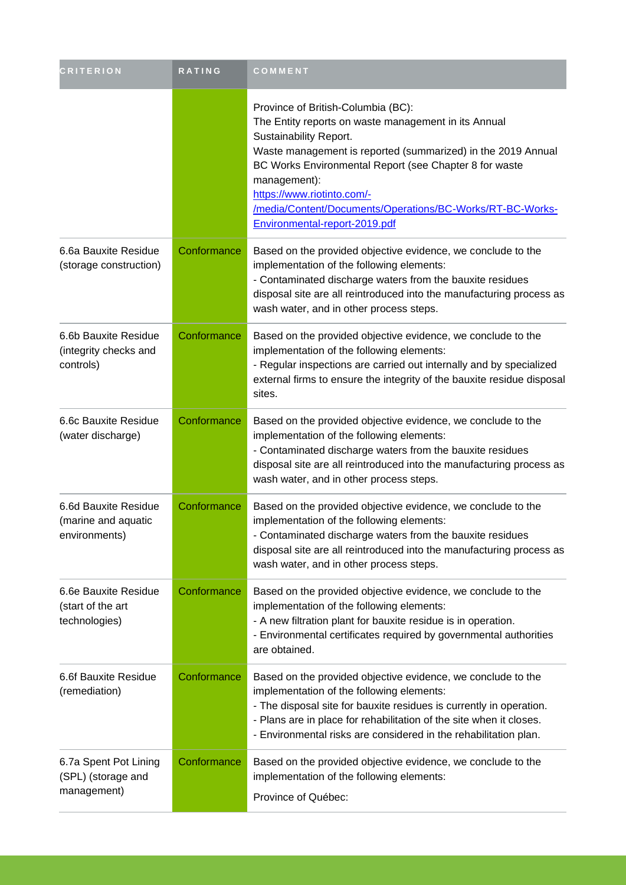| CRITERION | RATING | COMMENT |
|---|---|---|
| | | Province of British-Columbia (BC):<br>The Entity reports on waste management in its Annual Sustainability Report.<br>Waste management is reported (summarized) in the 2019 Annual BC Works Environmental Report (see Chapter 8 for waste management):<br>[https://www.riotinto.com/-/media/Content/Documents/Operations/BC-Works/RT-BC-Works-Environmental-report-2019.pdf](https://www.riotinto.com/-/media/Content/Documents/Operations/BC-Works/RT-BC-Works-Environmental-report-2019.pdf) |
| 6.6a Bauxite Residue (storage construction) | Conformance | Based on the provided objective evidence, we conclude to the implementation of the following elements:<br>- Contaminated discharge waters from the bauxite residues disposal site are all reintroduced into the manufacturing process as wash water, and in other process steps. |
| 6.6b Bauxite Residue (integrity checks and controls) | Conformance | Based on the provided objective evidence, we conclude to the implementation of the following elements:<br>- Regular inspections are carried out internally and by specialized external firms to ensure the integrity of the bauxite residue disposal sites. |
| 6.6c Bauxite Residue (water discharge) | Conformance | Based on the provided objective evidence, we conclude to the implementation of the following elements:<br>- Contaminated discharge waters from the bauxite residues disposal site are all reintroduced into the manufacturing process as wash water, and in other process steps. |
| 6.6d Bauxite Residue (marine and aquatic environments) | Conformance | Based on the provided objective evidence, we conclude to the implementation of the following elements:<br>- Contaminated discharge waters from the bauxite residues disposal site are all reintroduced into the manufacturing process as wash water, and in other process steps. |
| 6.6e Bauxite Residue (start of the art technologies) | Conformance | Based on the provided objective evidence, we conclude to the implementation of the following elements:<br>- A new filtration plant for bauxite residue is in operation.<br>- Environmental certificates required by governmental authorities are obtained. |
| 6.6f Bauxite Residue (remediation) | Conformance | Based on the provided objective evidence, we conclude to the implementation of the following elements:<br>- The disposal site for bauxite residues is currently in operation.<br>- Plans are in place for rehabilitation of the site when it closes.<br>- Environmental risks are considered in the rehabilitation plan. |
| 6.7a Spent Pot Lining (SPL) (storage and management) | Conformance | Based on the provided objective evidence, we conclude to the implementation of the following elements:<br>Province of Québec: |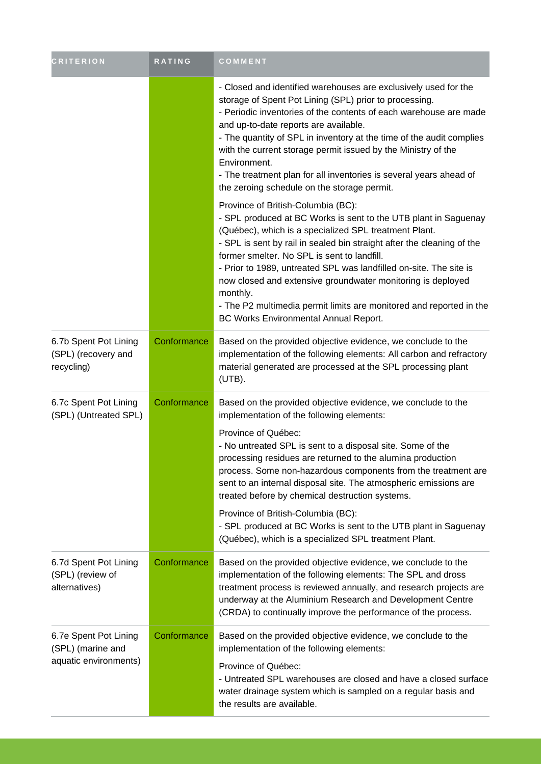| CRITERION | RATING | COMMENT |
|---|---|---|
| | | - Closed and identified warehouses are exclusively used for the storage of Spent Pot Lining (SPL) prior to processing.<br>- Periodic inventories of the contents of each warehouse are made and up-to-date reports are available.<br>- The quantity of SPL in inventory at the time of the audit complies with the current storage permit issued by the Ministry of the Environment.<br>- The treatment plan for all inventories is several years ahead of the zeroing schedule on the storage permit.<br><br>Province of British-Columbia (BC):<br>- SPL produced at BC Works is sent to the UTB plant in Saguenay (Québec), which is a specialized SPL treatment Plant.<br>- SPL is sent by rail in sealed bin straight after the cleaning of the former smelter. No SPL is sent to landfill.<br>- Prior to 1989, untreated SPL was landfilled on-site. The site is now closed and extensive groundwater monitoring is deployed monthly.<br>- The P2 multimedia permit limits are monitored and reported in the BC Works Environmental Annual Report. |
| 6.7b Spent Pot Lining (SPL) (recovery and recycling) | Conformance | Based on the provided objective evidence, we conclude to the implementation of the following elements: All carbon and refractory material generated are processed at the SPL processing plant (UTB). |
| 6.7c Spent Pot Lining (SPL) (Untreated SPL) | Conformance | Based on the provided objective evidence, we conclude to the implementation of the following elements:<br><br>Province of Québec:<br>- No untreated SPL is sent to a disposal site. Some of the processing residues are returned to the alumina production process. Some non-hazardous components from the treatment are sent to an internal disposal site. The atmospheric emissions are treated before by chemical destruction systems.<br><br>Province of British-Columbia (BC):<br>- SPL produced at BC Works is sent to the UTB plant in Saguenay (Québec), which is a specialized SPL treatment Plant. |
| 6.7d Spent Pot Lining (SPL) (review of alternatives) | Conformance | Based on the provided objective evidence, we conclude to the implementation of the following elements: The SPL and dross treatment process is reviewed annually, and research projects are underway at the Aluminium Research and Development Centre (CRDA) to continually improve the performance of the process. |
| 6.7e Spent Pot Lining (SPL) (marine and aquatic environments) | Conformance | Based on the provided objective evidence, we conclude to the implementation of the following elements:<br><br>Province of Québec:<br>- Untreated SPL warehouses are closed and have a closed surface water drainage system which is sampled on a regular basis and the results are available. |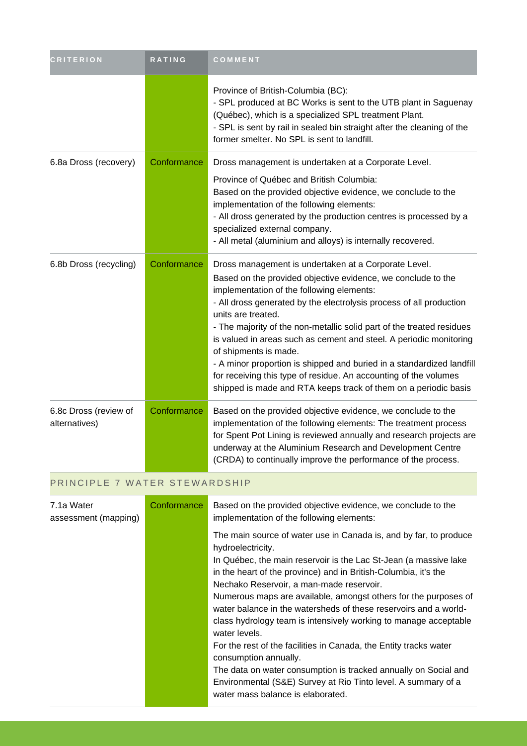| CRITERION | RATING | COMMENT |
|---|---|---|
| | | Province of British-Columbia (BC):<br>- SPL produced at BC Works is sent to the UTB plant in Saguenay (Québec), which is a specialized SPL treatment Plant.<br>- SPL is sent by rail in sealed bin straight after the cleaning of the former smelter. No SPL is sent to landfill. |
| 6.8a Dross (recovery) | Conformance | Dross management is undertaken at a Corporate Level.<br>Province of Québec and British Columbia:<br>Based on the provided objective evidence, we conclude to the implementation of the following elements:<br>- All dross generated by the production centres is processed by a specialized external company.<br>- All metal (aluminium and alloys) is internally recovered. |
| 6.8b Dross (recycling) | Conformance | Dross management is undertaken at a Corporate Level.<br>Based on the provided objective evidence, we conclude to the implementation of the following elements:<br>- All dross generated by the electrolysis process of all production units are treated.<br>- The majority of the non-metallic solid part of the treated residues is valued in areas such as cement and steel. A periodic monitoring of shipments is made.<br>- A minor proportion is shipped and buried in a standardized landfill for receiving this type of residue. An accounting of the volumes shipped is made and RTA keeps track of them on a periodic basis |
| 6.8c Dross (review of alternatives) | Conformance | Based on the provided objective evidence, we conclude to the implementation of the following elements: The treatment process for Spent Pot Lining is reviewed annually and research projects are underway at the Aluminium Research and Development Centre (CRDA) to continually improve the performance of the process. |
| **PRINCIPLE 7 WATER STEWARDSHIP** | | |
| 7.1a Water assessment (mapping) | Conformance | Based on the provided objective evidence, we conclude to the implementation of the following elements:<br>The main source of water use in Canada is, and by far, to produce hydroelectricity.<br>In Québec, the main reservoir is the Lac St-Jean (a massive lake in the heart of the province) and in British-Columbia, it's the Nechako Reservoir, a man-made reservoir.<br>Numerous maps are available, amongst others for the purposes of water balance in the watersheds of these reservoirs and a world-class hydrology team is intensively working to manage acceptable water levels.<br>For the rest of the facilities in Canada, the Entity tracks water consumption annually.<br>The data on water consumption is tracked annually on Social and Environmental (S&E) Survey at Rio Tinto level. A summary of a water mass balance is elaborated. |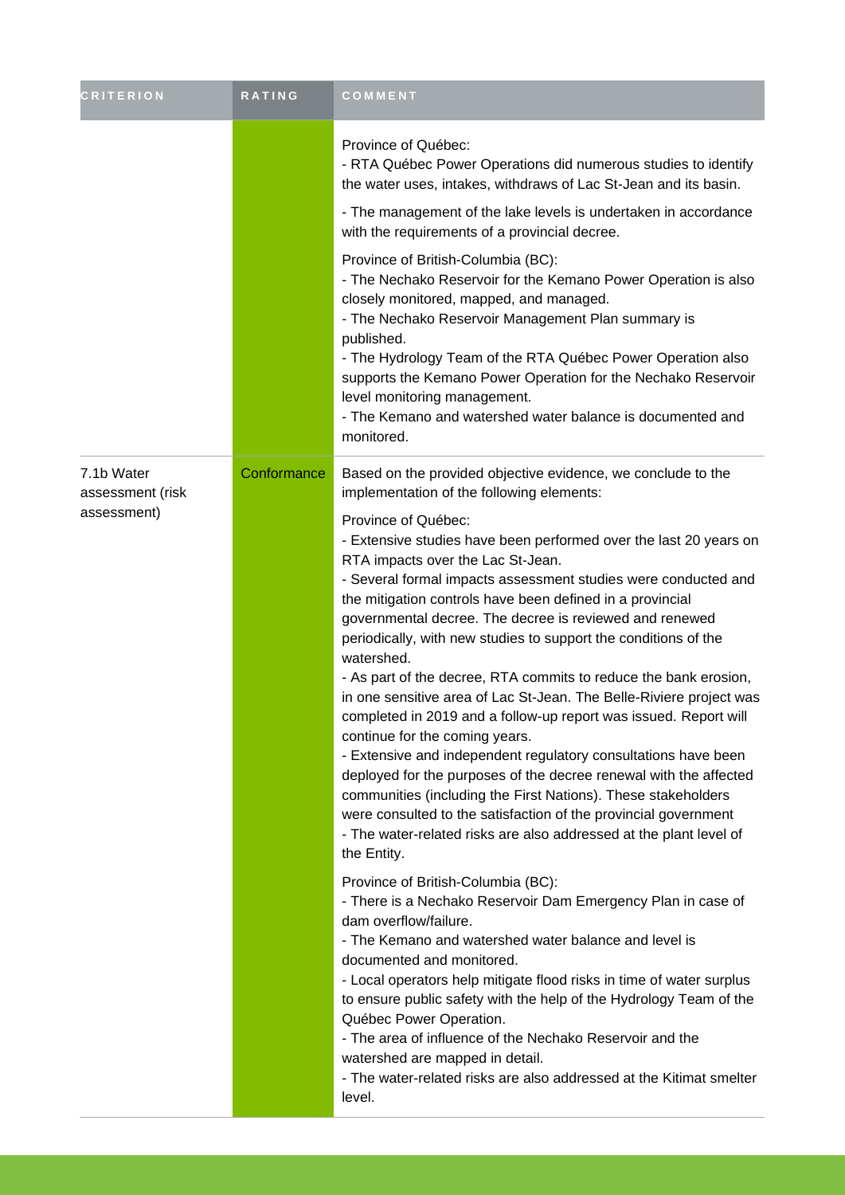| CRITERION | RATING | COMMENT |
| --- | --- | --- |
| | | Province of Québec:<br>- RTA Québec Power Operations did numerous studies to identify the water uses, intakes, withdraws of Lac St-Jean and its basin.<br>- The management of the lake levels is undertaken in accordance with the requirements of a provincial decree.<br>Province of British-Columbia (BC):<br>- The Nechako Reservoir for the Kemano Power Operation is also closely monitored, mapped, and managed.<br>- The Nechako Reservoir Management Plan summary is published.<br>- The Hydrology Team of the RTA Québec Power Operation also supports the Kemano Power Operation for the Nechako Reservoir level monitoring management.<br>- The Kemano and watershed water balance is documented and monitored. |
| 7.1b Water assessment (risk assessment) | Conformance | Based on the provided objective evidence, we conclude to the implementation of the following elements:<br>Province of Québec:<br>- Extensive studies have been performed over the last 20 years on RTA impacts over the Lac St-Jean.<br>- Several formal impacts assessment studies were conducted and the mitigation controls have been defined in a provincial governmental decree. The decree is reviewed and renewed periodically, with new studies to support the conditions of the watershed.<br>- As part of the decree, RTA commits to reduce the bank erosion, in one sensitive area of Lac St-Jean. The Belle-Riviere project was completed in 2019 and a follow-up report was issued. Report will continue for the coming years.<br>- Extensive and independent regulatory consultations have been deployed for the purposes of the decree renewal with the affected communities (including the First Nations). These stakeholders were consulted to the satisfaction of the provincial government<br>- The water-related risks are also addressed at the plant level of the Entity.<br>Province of British-Columbia (BC):<br>- There is a Nechako Reservoir Dam Emergency Plan in case of dam overflow/failure.<br>- The Kemano and watershed water balance and level is documented and monitored.<br>- Local operators help mitigate flood risks in time of water surplus to ensure public safety with the help of the Hydrology Team of the Québec Power Operation.<br>- The area of influence of the Nechako Reservoir and the watershed are mapped in detail.<br>- The water-related risks are also addressed at the Kitimat smelter level. |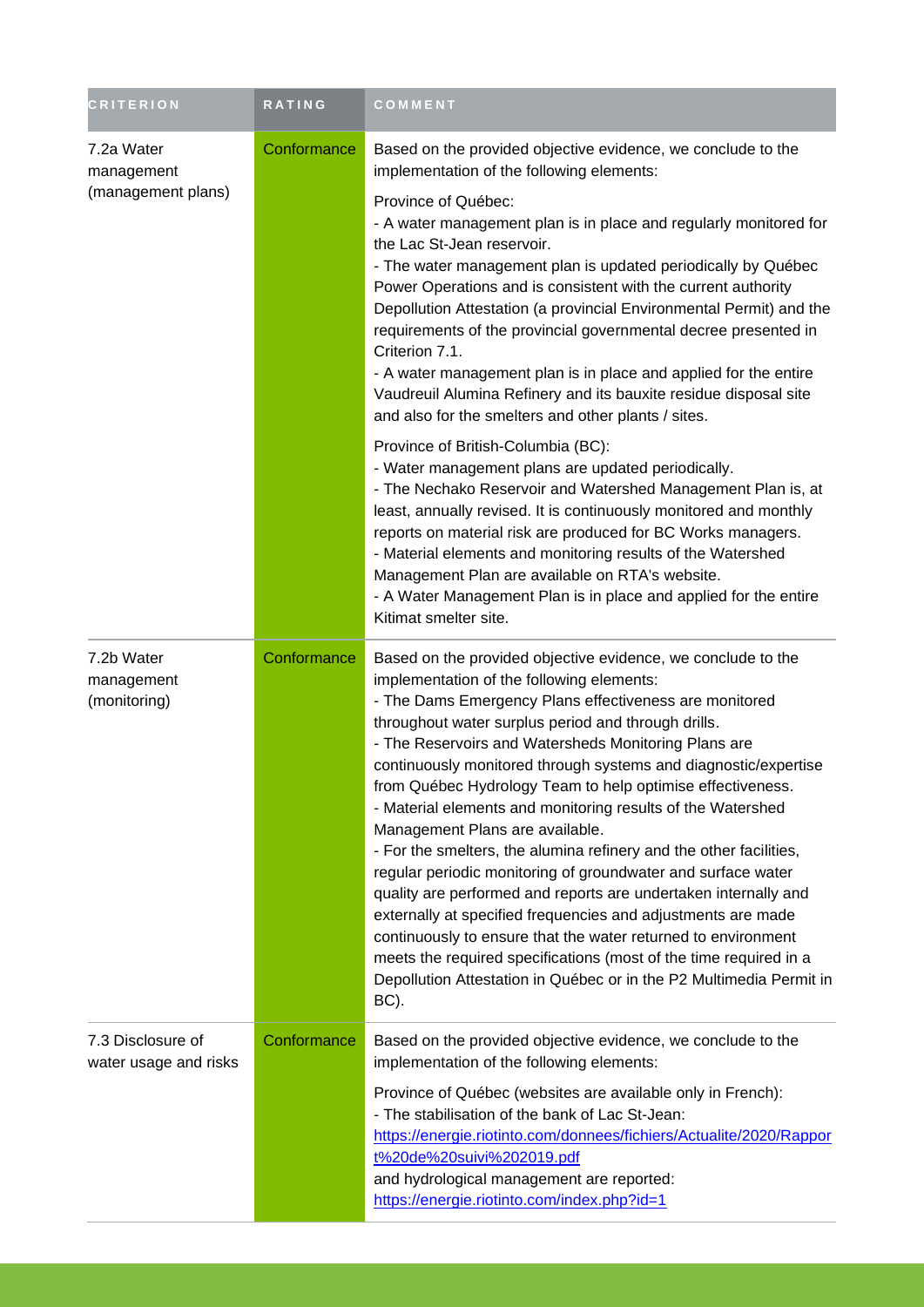| CRITERION | RATING | COMMENT |
| --- | --- | --- |
| 7.2a Water management (management plans) | Conformance | Based on the provided objective evidence, we conclude to the implementation of the following elements:<br><br>Province of Québec:<br>- A water management plan is in place and regularly monitored for the Lac St-Jean reservoir.<br>- The water management plan is updated periodically by Québec Power Operations and is consistent with the current authority Depollution Attestation (a provincial Environmental Permit) and the requirements of the provincial governmental decree presented in Criterion 7.1.<br>- A water management plan is in place and applied for the entire Vaudreuil Alumina Refinery and its bauxite residue disposal site and also for the smelters and other plants / sites.<br><br>Province of British-Columbia (BC):<br>- Water management plans are updated periodically.<br>- The Nechako Reservoir and Watershed Management Plan is, at least, annually revised. It is continuously monitored and monthly reports on material risk are produced for BC Works managers.<br>- Material elements and monitoring results of the Watershed Management Plan are available on RTA's website.<br>- A Water Management Plan is in place and applied for the entire Kitimat smelter site. |
| 7.2b Water management (monitoring) | Conformance | Based on the provided objective evidence, we conclude to the implementation of the following elements:<br>- The Dams Emergency Plans effectiveness are monitored throughout water surplus period and through drills.<br>- The Reservoirs and Watersheds Monitoring Plans are continuously monitored through systems and diagnostic/expertise from Québec Hydrology Team to help optimise effectiveness.<br>- Material elements and monitoring results of the Watershed Management Plans are available.<br>- For the smelters, the alumina refinery and the other facilities, regular periodic monitoring of groundwater and surface water quality are performed and reports are undertaken internally and externally at specified frequencies and adjustments are made continuously to ensure that the water returned to environment meets the required specifications (most of the time required in a Depollution Attestation in Québec or in the P2 Multimedia Permit in BC). |
| 7.3 Disclosure of water usage and risks | Conformance | Based on the provided objective evidence, we conclude to the implementation of the following elements:<br><br>Province of Québec (websites are available only in French):<br>- The stabilisation of the bank of Lac St-Jean: https://energie.riotinto.com/donnees/fichiers/Actualite/2020/Rapport%20de%20suivi%202019.pdf<br>and hydrological management are reported: https://energie.riotinto.com/index.php?id=1 |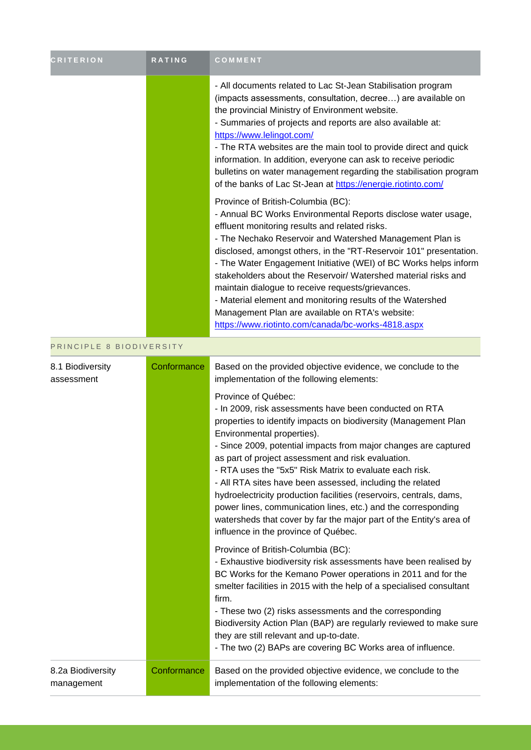| CRITERION | RATING | COMMENT |
| --- | --- | --- |
| | | - All documents related to Lac St-Jean Stabilisation program (impacts assessments, consultation, decree…) are available on the provincial Ministry of Environment website.<br>- Summaries of projects and reports are also available at: https://www.lelingot.com/<br>- The RTA websites are the main tool to provide direct and quick information. In addition, everyone can ask to receive periodic bulletins on water management regarding the stabilisation program of the banks of Lac St-Jean at https://energie.riotinto.com/<br><br>Province of British-Columbia (BC):<br>- Annual BC Works Environmental Reports disclose water usage, effluent monitoring results and related risks.<br>- The Nechako Reservoir and Watershed Management Plan is disclosed, amongst others, in the "RT-Reservoir 101" presentation.<br>- The Water Engagement Initiative (WEI) of BC Works helps inform stakeholders about the Reservoir/ Watershed material risks and maintain dialogue to receive requests/grievances.<br>- Material element and monitoring results of the Watershed Management Plan are available on RTA's website: https://www.riotinto.com/canada/bc-works-4818.aspx |
| PRINCIPLE 8 BIODIVERSITY | | |
| 8.1 Biodiversity assessment | Conformance | Based on the provided objective evidence, we conclude to the implementation of the following elements:<br><br>Province of Québec:<br>- In 2009, risk assessments have been conducted on RTA properties to identify impacts on biodiversity (Management Plan Environmental properties).<br>- Since 2009, potential impacts from major changes are captured as part of project assessment and risk evaluation.<br>- RTA uses the "5x5" Risk Matrix to evaluate each risk.<br>- All RTA sites have been assessed, including the related hydroelectricity production facilities (reservoirs, centrals, dams, power lines, communication lines, etc.) and the corresponding watersheds that cover by far the major part of the Entity's area of influence in the province of Québec.<br><br>Province of British-Columbia (BC):<br>- Exhaustive biodiversity risk assessments have been realised by BC Works for the Kemano Power operations in 2011 and for the smelter facilities in 2015 with the help of a specialised consultant firm.<br>- These two (2) risks assessments and the corresponding Biodiversity Action Plan (BAP) are regularly reviewed to make sure they are still relevant and up-to-date.<br>- The two (2) BAPs are covering BC Works area of influence. |
| 8.2a Biodiversity management | Conformance | Based on the provided objective evidence, we conclude to the implementation of the following elements: |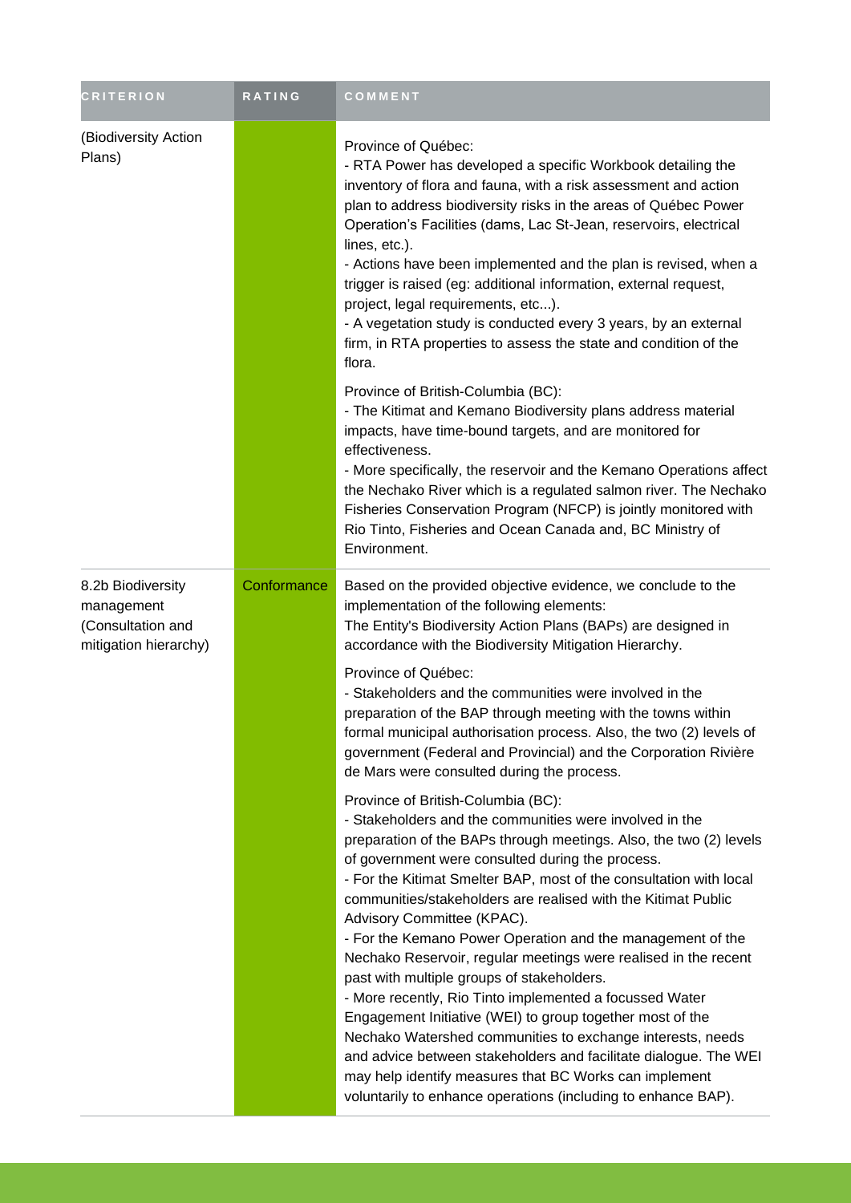| CRITERION | RATING | COMMENT |
| --- | --- | --- |
| (Biodiversity Action Plans) | | Province of Québec:<br>- RTA Power has developed a specific Workbook detailing the inventory of flora and fauna, with a risk assessment and action plan to address biodiversity risks in the areas of Québec Power Operation's Facilities (dams, Lac St-Jean, reservoirs, electrical lines, etc.).<br>- Actions have been implemented and the plan is revised, when a trigger is raised (eg: additional information, external request, project, legal requirements, etc...).<br>- A vegetation study is conducted every 3 years, by an external firm, in RTA properties to assess the state and condition of the flora.<br><br>Province of British-Columbia (BC):<br>- The Kitimat and Kemano Biodiversity plans address material impacts, have time-bound targets, and are monitored for effectiveness.<br>- More specifically, the reservoir and the Kemano Operations affect the Nechako River which is a regulated salmon river. The Nechako Fisheries Conservation Program (NFCP) is jointly monitored with Rio Tinto, Fisheries and Ocean Canada and, BC Ministry of Environment. |
| 8.2b Biodiversity management (Consultation and mitigation hierarchy) | Conformance | Based on the provided objective evidence, we conclude to the implementation of the following elements:<br>The Entity's Biodiversity Action Plans (BAPs) are designed in accordance with the Biodiversity Mitigation Hierarchy.<br><br>Province of Québec:<br>- Stakeholders and the communities were involved in the preparation of the BAP through meeting with the towns within formal municipal authorisation process. Also, the two (2) levels of government (Federal and Provincial) and the Corporation Rivière de Mars were consulted during the process.<br><br>Province of British-Columbia (BC):<br>- Stakeholders and the communities were involved in the preparation of the BAPs through meetings. Also, the two (2) levels of government were consulted during the process.<br>- For the Kitimat Smelter BAP, most of the consultation with local communities/stakeholders are realised with the Kitimat Public Advisory Committee (KPAC).<br>- For the Kemano Power Operation and the management of the Nechako Reservoir, regular meetings were realised in the recent past with multiple groups of stakeholders.<br>- More recently, Rio Tinto implemented a focussed Water Engagement Initiative (WEI) to group together most of the Nechako Watershed communities to exchange interests, needs and advice between stakeholders and facilitate dialogue. The WEI may help identify measures that BC Works can implement voluntarily to enhance operations (including to enhance BAP). |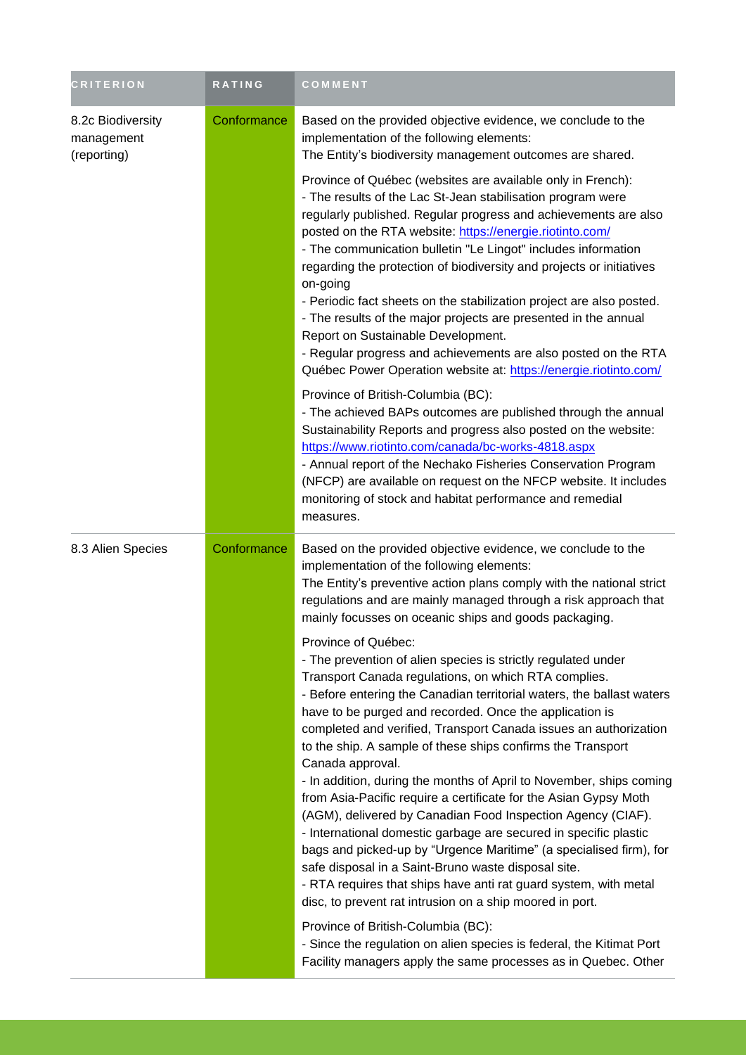| CRITERION | RATING | COMMENT |
| --- | --- | --- |
| 8.2c Biodiversity management (reporting) | Conformance | Based on the provided objective evidence, we conclude to the implementation of the following elements:<br>The Entity's biodiversity management outcomes are shared.<br><br>Province of Québec (websites are available only in French):<br>- The results of the Lac St-Jean stabilisation program were regularly published. Regular progress and achievements are also posted on the RTA website: https://energie.riotinto.com/<br>- The communication bulletin "Le Lingot" includes information regarding the protection of biodiversity and projects or initiatives on-going<br>- Periodic fact sheets on the stabilization project are also posted.<br>- The results of the major projects are presented in the annual Report on Sustainable Development.<br>- Regular progress and achievements are also posted on the RTA Québec Power Operation website at: https://energie.riotinto.com/<br><br>Province of British-Columbia (BC):<br>- The achieved BAPs outcomes are published through the annual Sustainability Reports and progress also posted on the website: https://www.riotinto.com/canada/bc-works-4818.aspx<br>- Annual report of the Nechako Fisheries Conservation Program (NFCP) are available on request on the NFCP website. It includes monitoring of stock and habitat performance and remedial measures. |
| 8.3 Alien Species | Conformance | Based on the provided objective evidence, we conclude to the implementation of the following elements:<br>The Entity's preventive action plans comply with the national strict regulations and are mainly managed through a risk approach that mainly focusses on oceanic ships and goods packaging.<br><br>Province of Québec:<br>- The prevention of alien species is strictly regulated under Transport Canada regulations, on which RTA complies.<br>- Before entering the Canadian territorial waters, the ballast waters have to be purged and recorded. Once the application is completed and verified, Transport Canada issues an authorization to the ship. A sample of these ships confirms the Transport Canada approval.<br>- In addition, during the months of April to November, ships coming from Asia-Pacific require a certificate for the Asian Gypsy Moth (AGM), delivered by Canadian Food Inspection Agency (CIAF).<br>- International domestic garbage are secured in specific plastic bags and picked-up by "Urgence Maritime" (a specialised firm), for safe disposal in a Saint-Bruno waste disposal site.<br>- RTA requires that ships have anti rat guard system, with metal disc, to prevent rat intrusion on a ship moored in port.<br><br>Province of British-Columbia (BC):<br>- Since the regulation on alien species is federal, the Kitimat Port Facility managers apply the same processes as in Quebec. Other |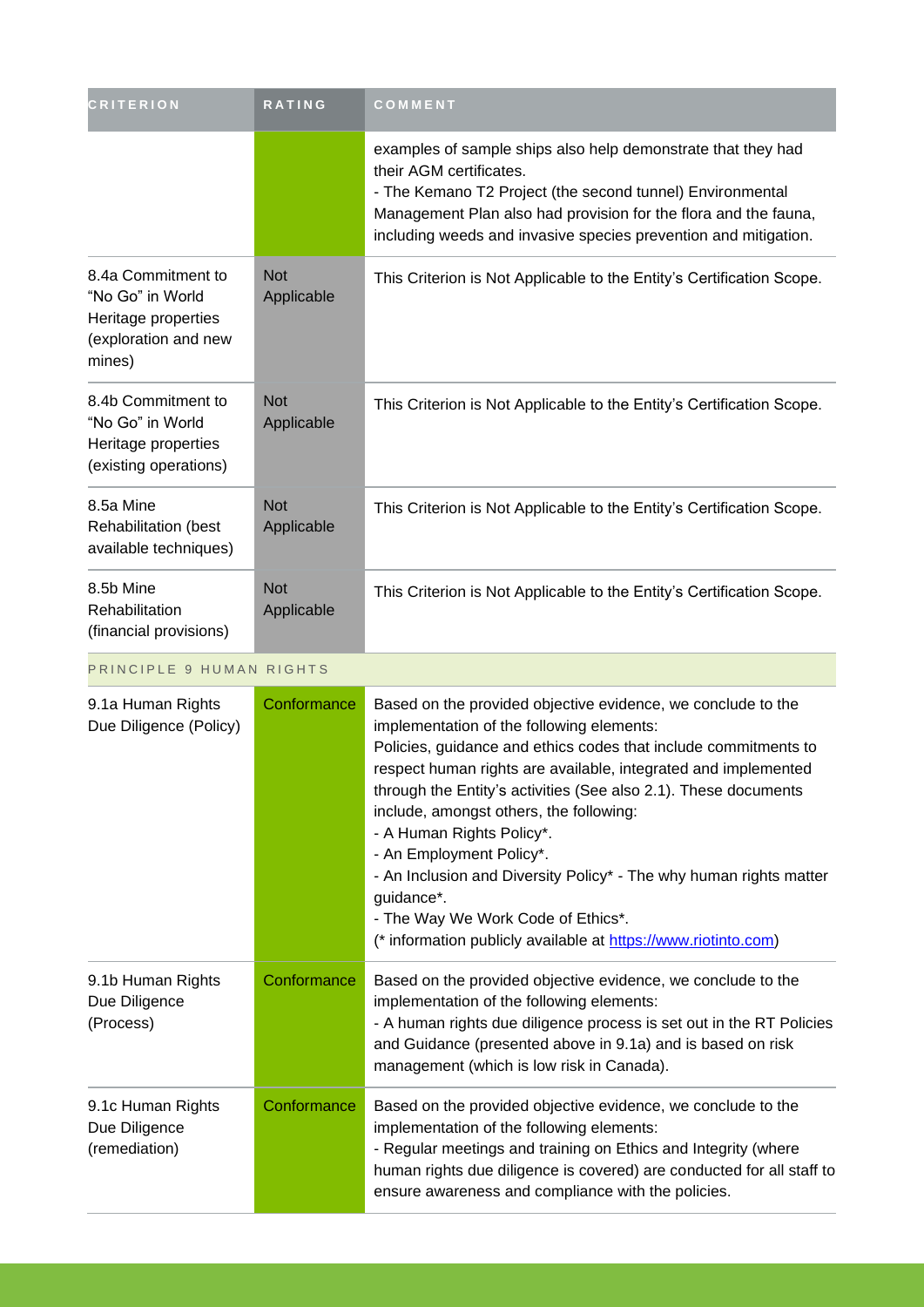| CRITERION | RATING | COMMENT |
|---|---|---|
| | | examples of sample ships also help demonstrate that they had their AGM certificates.<br>- The Kemano T2 Project (the second tunnel) Environmental Management Plan also had provision for the flora and the fauna, including weeds and invasive species prevention and mitigation. |
| 8.4a Commitment to “No Go” in World Heritage properties (exploration and new mines) | Not Applicable | This Criterion is Not Applicable to the Entity’s Certification Scope. |
| 8.4b Commitment to “No Go” in World Heritage properties (existing operations) | Not Applicable | This Criterion is Not Applicable to the Entity’s Certification Scope. |
| 8.5a Mine Rehabilitation (best available techniques) | Not Applicable | This Criterion is Not Applicable to the Entity’s Certification Scope. |
| 8.5b Mine Rehabilitation (financial provisions) | Not Applicable | This Criterion is Not Applicable to the Entity’s Certification Scope. |
| PRINCIPLE 9 HUMAN RIGHTS | | |
| 9.1a Human Rights Due Diligence (Policy) | Conformance | Based on the provided objective evidence, we conclude to the implementation of the following elements:<br>Policies, guidance and ethics codes that include commitments to respect human rights are available, integrated and implemented through the Entity’s activities (See also 2.1). These documents include, amongst others, the following:<br>- A Human Rights Policy*.<br>- An Employment Policy*.<br>- An Inclusion and Diversity Policy* - The why human rights matter guidance*.<br>- The Way We Work Code of Ethics*.<br>(* information publicly available at [https://www.riotinto.com](https://www.riotinto.com)) |
| 9.1b Human Rights Due Diligence (Process) | Conformance | Based on the provided objective evidence, we conclude to the implementation of the following elements:<br>- A human rights due diligence process is set out in the RT Policies and Guidance (presented above in 9.1a) and is based on risk management (which is low risk in Canada). |
| 9.1c Human Rights Due Diligence (remediation) | Conformance | Based on the provided objective evidence, we conclude to the implementation of the following elements:<br>- Regular meetings and training on Ethics and Integrity (where human rights due diligence is covered) are conducted for all staff to ensure awareness and compliance with the policies. |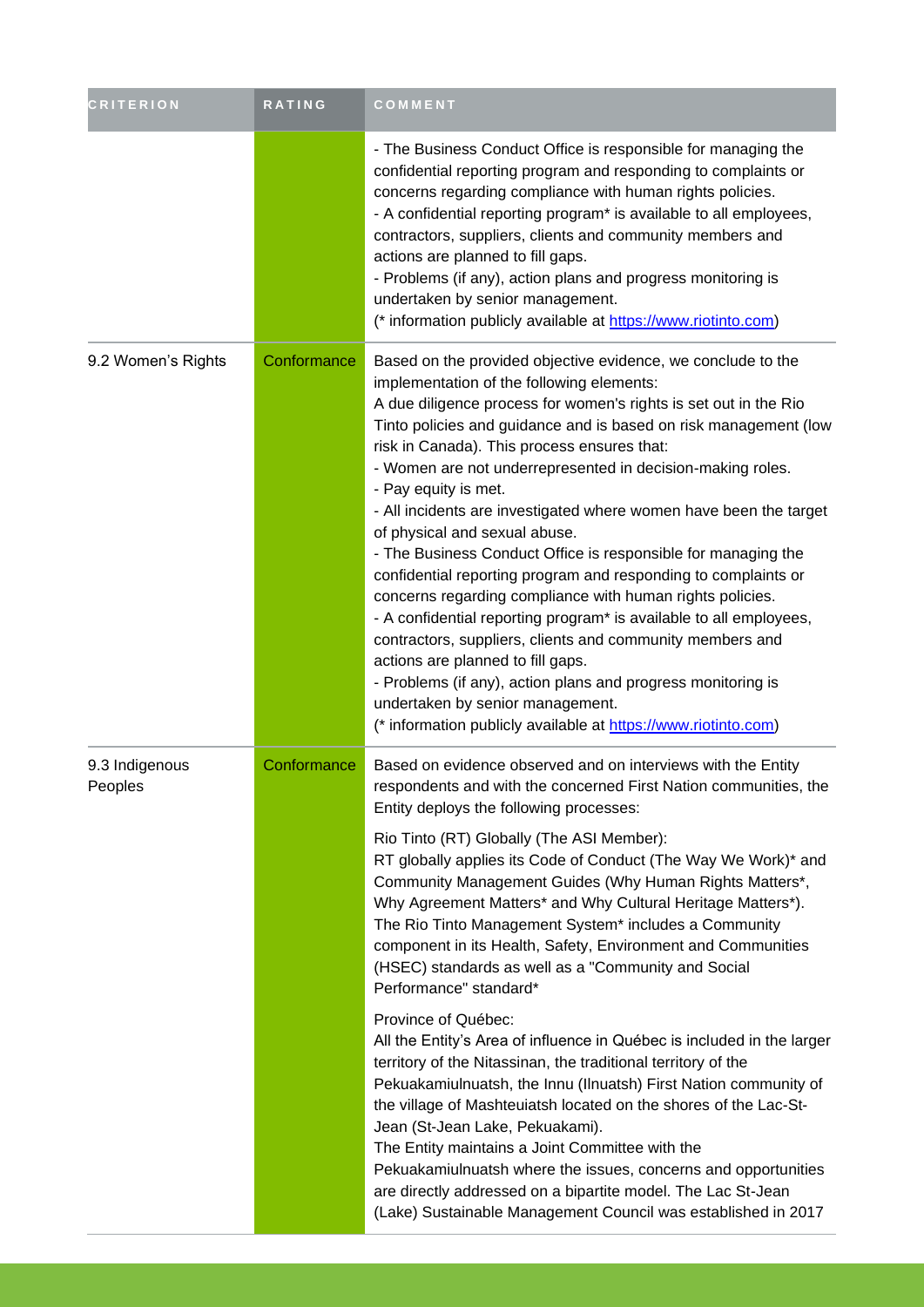| CRITERION | RATING | COMMENT |
|---|---|---|
| | | - The Business Conduct Office is responsible for managing the confidential reporting program and responding to complaints or concerns regarding compliance with human rights policies.<br>- A confidential reporting program* is available to all employees, contractors, suppliers, clients and community members and actions are planned to fill gaps.<br>- Problems (if any), action plans and progress monitoring is undertaken by senior management.<br>(* information publicly available at https://www.riotinto.com) |
| 9.2 Women's Rights | Conformance | Based on the provided objective evidence, we conclude to the implementation of the following elements:<br>A due diligence process for women's rights is set out in the Rio Tinto policies and guidance and is based on risk management (low risk in Canada). This process ensures that:<br>- Women are not underrepresented in decision-making roles.<br>- Pay equity is met.<br>- All incidents are investigated where women have been the target of physical and sexual abuse.<br>- The Business Conduct Office is responsible for managing the confidential reporting program and responding to complaints or concerns regarding compliance with human rights policies.<br>- A confidential reporting program* is available to all employees, contractors, suppliers, clients and community members and actions are planned to fill gaps.<br>- Problems (if any), action plans and progress monitoring is undertaken by senior management.<br>(* information publicly available at https://www.riotinto.com) |
| 9.3 Indigenous Peoples | Conformance | Based on evidence observed and on interviews with the Entity respondents and with the concerned First Nation communities, the Entity deploys the following processes:<br><br>Rio Tinto (RT) Globally (The ASI Member):<br>RT globally applies its Code of Conduct (The Way We Work)* and Community Management Guides (Why Human Rights Matters*, Why Agreement Matters* and Why Cultural Heritage Matters*). The Rio Tinto Management System* includes a Community component in its Health, Safety, Environment and Communities (HSEC) standards as well as a "Community and Social Performance" standard*<br><br>Province of Québec:<br>All the Entity's Area of influence in Québec is included in the larger territory of the Nitassinan, the traditional territory of the Pekuakamiulnuatsh, the Innu (Ilnuatsh) First Nation community of the village of Mashteuiatsh located on the shores of the Lac-St-Jean (St-Jean Lake, Pekuakami).<br>The Entity maintains a Joint Committee with the Pekuakamiulnuatsh where the issues, concerns and opportunities are directly addressed on a bipartite model. The Lac St-Jean (Lake) Sustainable Management Council was established in 2017 |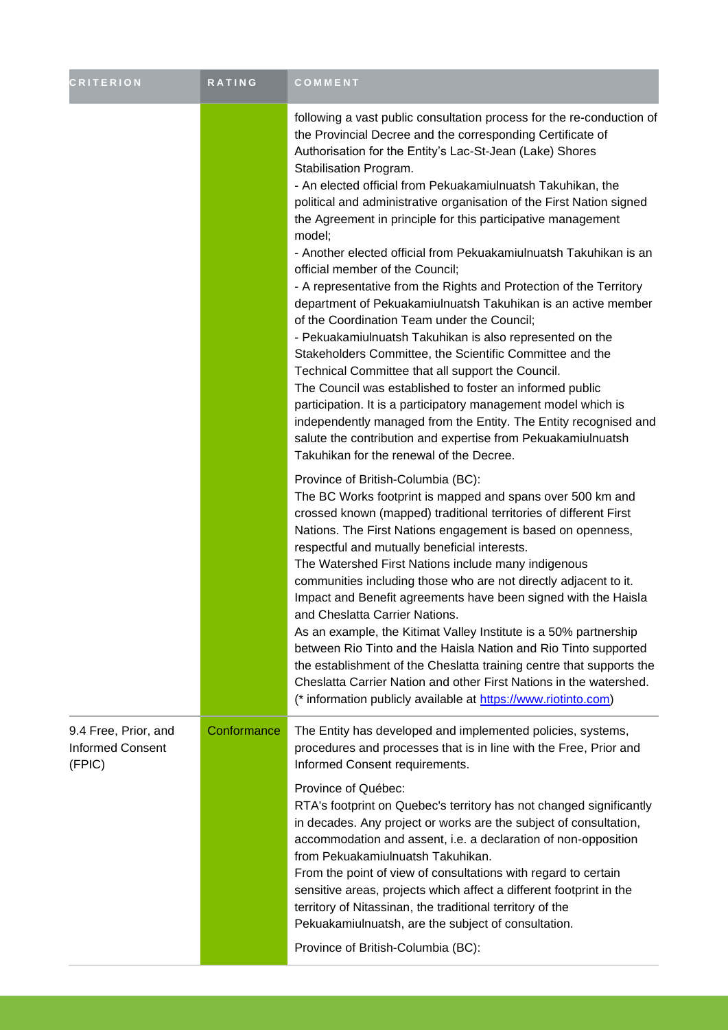| CRITERION | RATING | COMMENT |
| --- | --- | --- |
| | | following a vast public consultation process for the re-conduction of the Provincial Decree and the corresponding Certificate of Authorisation for the Entity's Lac-St-Jean (Lake) Shores Stabilisation Program.<br>- An elected official from Pekuakamiulnuatsh Takuhikan, the political and administrative organisation of the First Nation signed the Agreement in principle for this participative management model;<br>- Another elected official from Pekuakamiulnuatsh Takuhikan is an official member of the Council;<br>- A representative from the Rights and Protection of the Territory department of Pekuakamiulnuatsh Takuhikan is an active member of the Coordination Team under the Council;<br>- Pekuakamiulnuatsh Takuhikan is also represented on the Stakeholders Committee, the Scientific Committee and the Technical Committee that all support the Council.<br>The Council was established to foster an informed public participation. It is a participatory management model which is independently managed from the Entity. The Entity recognised and salute the contribution and expertise from Pekuakamiulnuatsh Takuhikan for the renewal of the Decree.<br><br>Province of British-Columbia (BC):<br>The BC Works footprint is mapped and spans over 500 km and crossed known (mapped) traditional territories of different First Nations. The First Nations engagement is based on openness, respectful and mutually beneficial interests.<br>The Watershed First Nations include many indigenous communities including those who are not directly adjacent to it.<br>Impact and Benefit agreements have been signed with the Haisla and Cheslatta Carrier Nations.<br>As an example, the Kitimat Valley Institute is a 50% partnership between Rio Tinto and the Haisla Nation and Rio Tinto supported the establishment of the Cheslatta training centre that supports the Cheslatta Carrier Nation and other First Nations in the watershed.<br>(* information publicly available at https://www.riotinto.com) |
| 9.4 Free, Prior, and Informed Consent (FPIC) | Conformance | The Entity has developed and implemented policies, systems, procedures and processes that is in line with the Free, Prior and Informed Consent requirements.<br><br>Province of Québec:<br>RTA's footprint on Quebec's territory has not changed significantly in decades. Any project or works are the subject of consultation, accommodation and assent, i.e. a declaration of non-opposition from Pekuakamiulnuatsh Takuhikan.<br>From the point of view of consultations with regard to certain sensitive areas, projects which affect a different footprint in the territory of Nitassinan, the traditional territory of the Pekuakamiulnuatsh, are the subject of consultation.<br><br>Province of British-Columbia (BC): |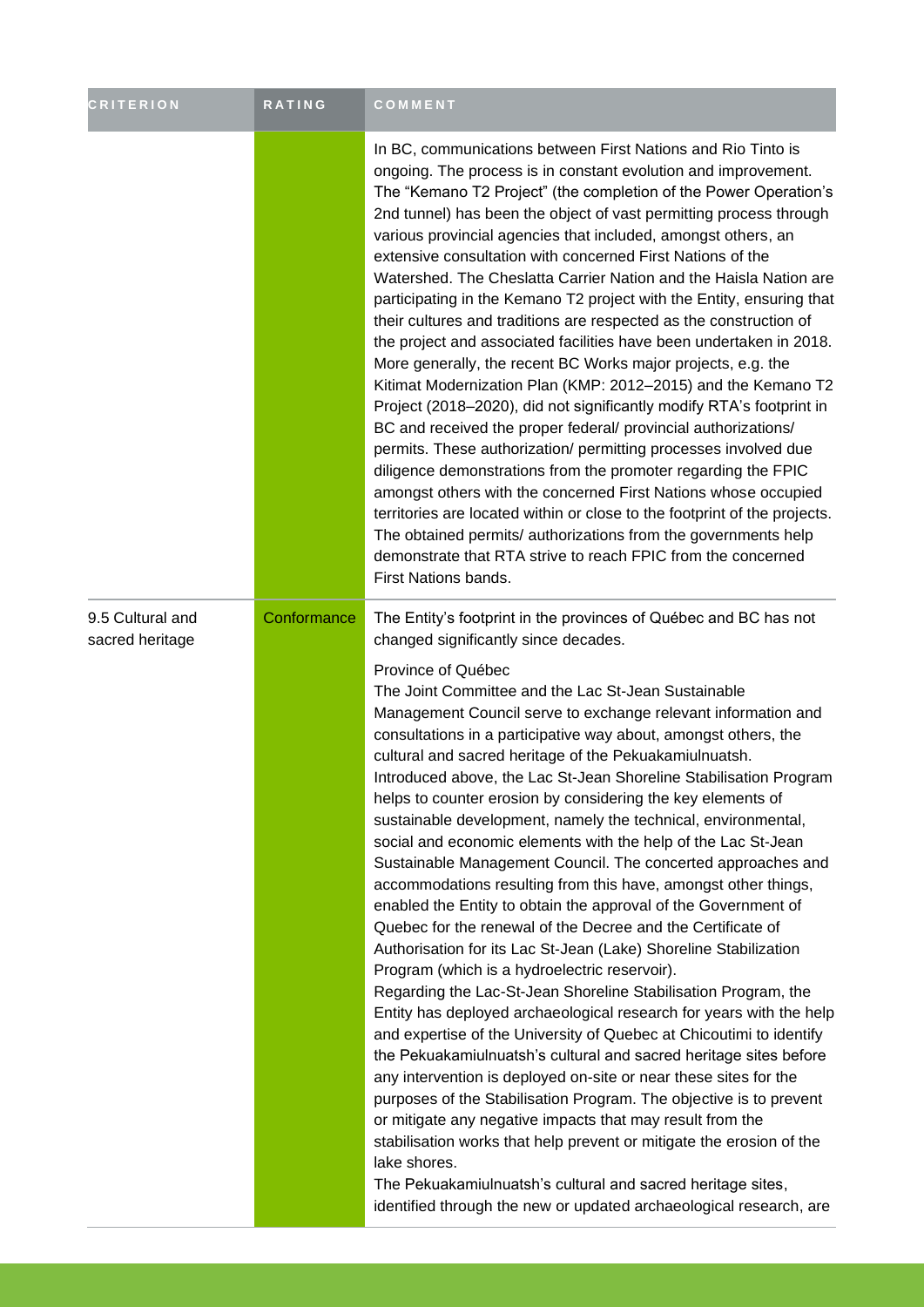| CRITERION | RATING | COMMENT |
| --- | --- | --- |
| | | In BC, communications between First Nations and Rio Tinto is ongoing. The process is in constant evolution and improvement. The "Kemano T2 Project" (the completion of the Power Operation's 2nd tunnel) has been the object of vast permitting process through various provincial agencies that included, amongst others, an extensive consultation with concerned First Nations of the Watershed. The Cheslatta Carrier Nation and the Haisla Nation are participating in the Kemano T2 project with the Entity, ensuring that their cultures and traditions are respected as the construction of the project and associated facilities have been undertaken in 2018. More generally, the recent BC Works major projects, e.g. the Kitimat Modernization Plan (KMP: 2012–2015) and the Kemano T2 Project (2018–2020), did not significantly modify RTA's footprint in BC and received the proper federal/ provincial authorizations/ permits. These authorization/ permitting processes involved due diligence demonstrations from the promoter regarding the FPIC amongst others with the concerned First Nations whose occupied territories are located within or close to the footprint of the projects. The obtained permits/ authorizations from the governments help demonstrate that RTA strive to reach FPIC from the concerned First Nations bands. |
| 9.5 Cultural and sacred heritage | Conformance | The Entity's footprint in the provinces of Québec and BC has not changed significantly since decades.<br><br>Province of Québec<br>The Joint Committee and the Lac St-Jean Sustainable Management Council serve to exchange relevant information and consultations in a participative way about, amongst others, the cultural and sacred heritage of the Pekuakamiulnuatsh.<br>Introduced above, the Lac St-Jean Shoreline Stabilisation Program helps to counter erosion by considering the key elements of sustainable development, namely the technical, environmental, social and economic elements with the help of the Lac St-Jean Sustainable Management Council. The concerted approaches and accommodations resulting from this have, amongst other things, enabled the Entity to obtain the approval of the Government of Quebec for the renewal of the Decree and the Certificate of Authorisation for its Lac St-Jean (Lake) Shoreline Stabilization Program (which is a hydroelectric reservoir).<br>Regarding the Lac-St-Jean Shoreline Stabilisation Program, the Entity has deployed archaeological research for years with the help and expertise of the University of Quebec at Chicoutimi to identify the Pekuakamiulnuatsh's cultural and sacred heritage sites before any intervention is deployed on-site or near these sites for the purposes of the Stabilisation Program. The objective is to prevent or mitigate any negative impacts that may result from the stabilisation works that help prevent or mitigate the erosion of the lake shores.<br>The Pekuakamiulnuatsh's cultural and sacred heritage sites, identified through the new or updated archaeological research, are |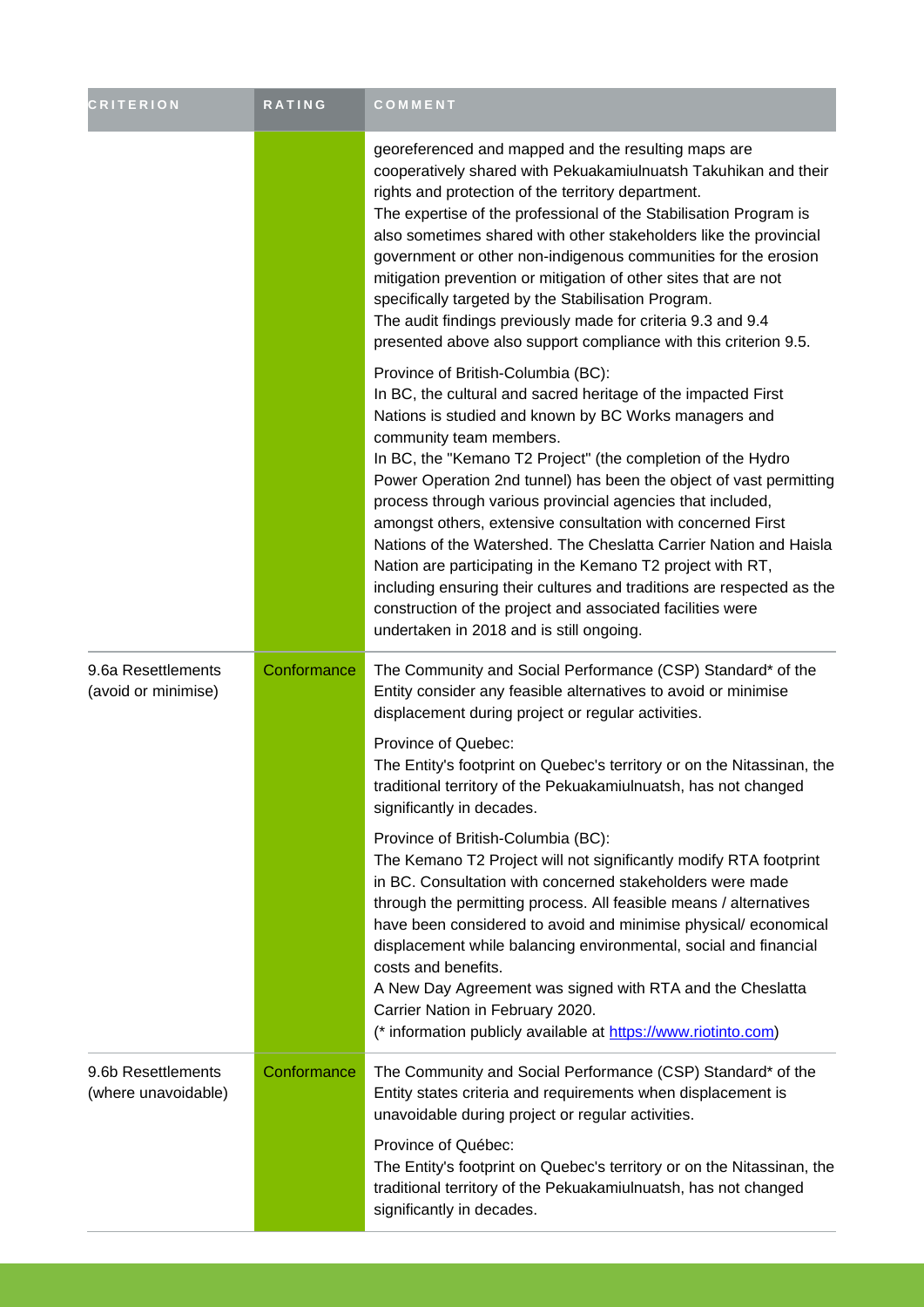| CRITERION | RATING | COMMENT |
|---|---|---|
| | | georeferenced and mapped and the resulting maps are cooperatively shared with Pekuakamiulnuatsh Takuhikan and their rights and protection of the territory department.<br>The expertise of the professional of the Stabilisation Program is also sometimes shared with other stakeholders like the provincial government or other non-indigenous communities for the erosion mitigation prevention or mitigation of other sites that are not specifically targeted by the Stabilisation Program.<br>The audit findings previously made for criteria 9.3 and 9.4 presented above also support compliance with this criterion 9.5.<br><br>Province of British-Columbia (BC):<br>In BC, the cultural and sacred heritage of the impacted First Nations is studied and known by BC Works managers and community team members.<br>In BC, the "Kemano T2 Project" (the completion of the Hydro Power Operation 2nd tunnel) has been the object of vast permitting process through various provincial agencies that included, amongst others, extensive consultation with concerned First Nations of the Watershed. The Cheslatta Carrier Nation and Haisla Nation are participating in the Kemano T2 project with RT, including ensuring their cultures and traditions are respected as the construction of the project and associated facilities were undertaken in 2018 and is still ongoing. |
| 9.6a Resettlements (avoid or minimise) | Conformance | The Community and Social Performance (CSP) Standard* of the Entity consider any feasible alternatives to avoid or minimise displacement during project or regular activities.<br><br>Province of Quebec:<br>The Entity's footprint on Quebec's territory or on the Nitassinan, the traditional territory of the Pekuakamiulnuatsh, has not changed significantly in decades.<br><br>Province of British-Columbia (BC):<br>The Kemano T2 Project will not significantly modify RTA footprint in BC. Consultation with concerned stakeholders were made through the permitting process. All feasible means / alternatives have been considered to avoid and minimise physical/ economical displacement while balancing environmental, social and financial costs and benefits.<br>A New Day Agreement was signed with RTA and the Cheslatta Carrier Nation in February 2020.<br>(* information publicly available at https://www.riotinto.com) |
| 9.6b Resettlements (where unavoidable) | Conformance | The Community and Social Performance (CSP) Standard* of the Entity states criteria and requirements when displacement is unavoidable during project or regular activities.<br><br>Province of Québec:<br>The Entity's footprint on Quebec's territory or on the Nitassinan, the traditional territory of the Pekuakamiulnuatsh, has not changed significantly in decades. |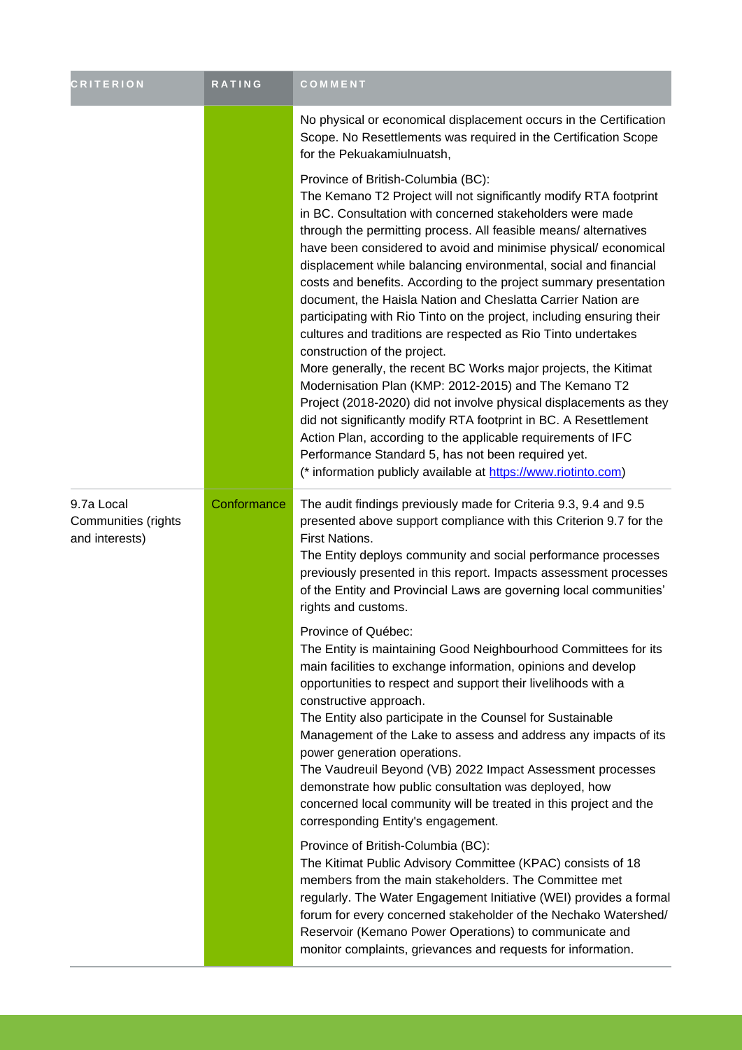| CRITERION | RATING | COMMENT |
|---|---|---|
| | | No physical or economical displacement occurs in the Certification Scope. No Resettlements was required in the Certification Scope for the Pekuakamiulnuatsh,<br><br>Province of British-Columbia (BC):<br>The Kemano T2 Project will not significantly modify RTA footprint in BC. Consultation with concerned stakeholders were made through the permitting process. All feasible means/ alternatives have been considered to avoid and minimise physical/ economical displacement while balancing environmental, social and financial costs and benefits. According to the project summary presentation document, the Haisla Nation and Cheslatta Carrier Nation are participating with Rio Tinto on the project, including ensuring their cultures and traditions are respected as Rio Tinto undertakes construction of the project.<br>More generally, the recent BC Works major projects, the Kitimat Modernisation Plan (KMP: 2012-2015) and The Kemano T2 Project (2018-2020) did not involve physical displacements as they did not significantly modify RTA footprint in BC. A Resettlement Action Plan, according to the applicable requirements of IFC Performance Standard 5, has not been required yet.<br>(* information publicly available at https://www.riotinto.com) |
| 9.7a Local Communities (rights and interests) | Conformance | The audit findings previously made for Criteria 9.3, 9.4 and 9.5 presented above support compliance with this Criterion 9.7 for the First Nations.<br>The Entity deploys community and social performance processes previously presented in this report. Impacts assessment processes of the Entity and Provincial Laws are governing local communities' rights and customs.<br><br>Province of Québec:<br>The Entity is maintaining Good Neighbourhood Committees for its main facilities to exchange information, opinions and develop opportunities to respect and support their livelihoods with a constructive approach.<br>The Entity also participate in the Counsel for Sustainable Management of the Lake to assess and address any impacts of its power generation operations.<br>The Vaudreuil Beyond (VB) 2022 Impact Assessment processes demonstrate how public consultation was deployed, how concerned local community will be treated in this project and the corresponding Entity's engagement.<br><br>Province of British-Columbia (BC):<br>The Kitimat Public Advisory Committee (KPAC) consists of 18 members from the main stakeholders. The Committee met regularly. The Water Engagement Initiative (WEI) provides a formal forum for every concerned stakeholder of the Nechako Watershed/ Reservoir (Kemano Power Operations) to communicate and monitor complaints, grievances and requests for information. |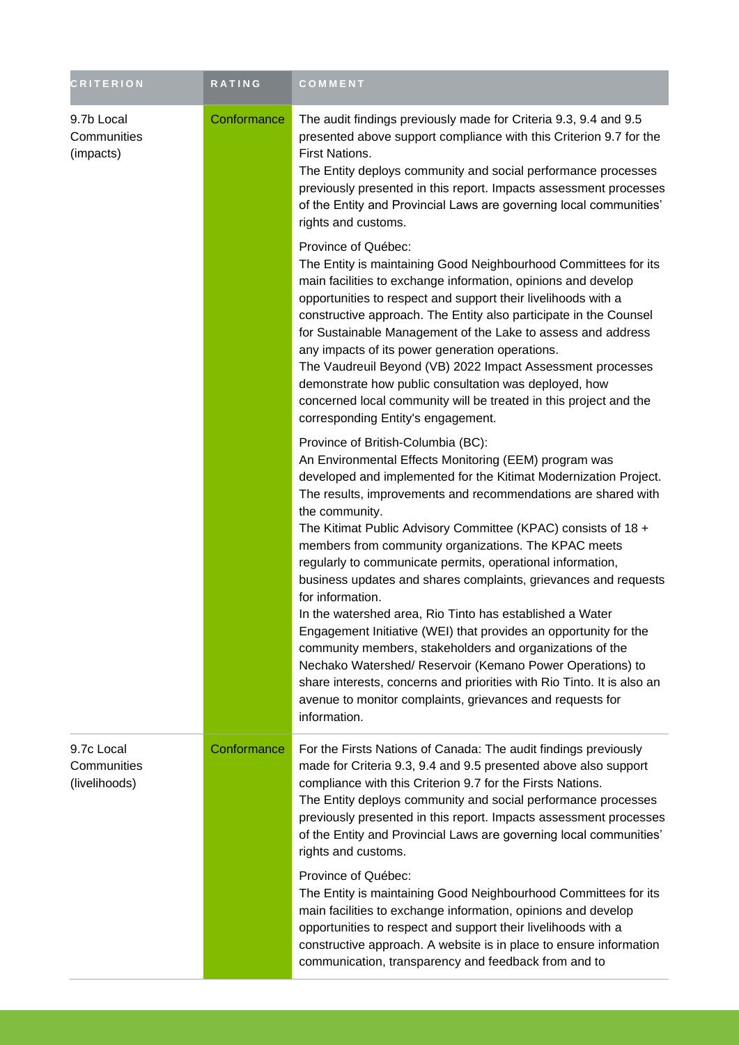| CRITERION | RATING | COMMENT |
|---|---|---|
| 9.7b Local Communities (impacts) | Conformance | The audit findings previously made for Criteria 9.3, 9.4 and 9.5 presented above support compliance with this Criterion 9.7 for the First Nations.<br>The Entity deploys community and social performance processes previously presented in this report. Impacts assessment processes of the Entity and Provincial Laws are governing local communities' rights and customs.<br><br>Province of Québec:<br>The Entity is maintaining Good Neighbourhood Committees for its main facilities to exchange information, opinions and develop opportunities to respect and support their livelihoods with a constructive approach. The Entity also participate in the Counsel for Sustainable Management of the Lake to assess and address any impacts of its power generation operations.<br>The Vaudreuil Beyond (VB) 2022 Impact Assessment processes demonstrate how public consultation was deployed, how concerned local community will be treated in this project and the corresponding Entity's engagement.<br><br>Province of British-Columbia (BC):<br>An Environmental Effects Monitoring (EEM) program was developed and implemented for the Kitimat Modernization Project. The results, improvements and recommendations are shared with the community.<br>The Kitimat Public Advisory Committee (KPAC) consists of 18 + members from community organizations. The KPAC meets regularly to communicate permits, operational information, business updates and shares complaints, grievances and requests for information.<br>In the watershed area, Rio Tinto has established a Water Engagement Initiative (WEI) that provides an opportunity for the community members, stakeholders and organizations of the Nechako Watershed/ Reservoir (Kemano Power Operations) to share interests, concerns and priorities with Rio Tinto. It is also an avenue to monitor complaints, grievances and requests for information. |
| 9.7c Local Communities (livelihoods) | Conformance | For the Firsts Nations of Canada: The audit findings previously made for Criteria 9.3, 9.4 and 9.5 presented above also support compliance with this Criterion 9.7 for the Firsts Nations.<br>The Entity deploys community and social performance processes previously presented in this report. Impacts assessment processes of the Entity and Provincial Laws are governing local communities' rights and customs.<br><br>Province of Québec:<br>The Entity is maintaining Good Neighbourhood Committees for its main facilities to exchange information, opinions and develop opportunities to respect and support their livelihoods with a constructive approach. A website is in place to ensure information communication, transparency and feedback from and to |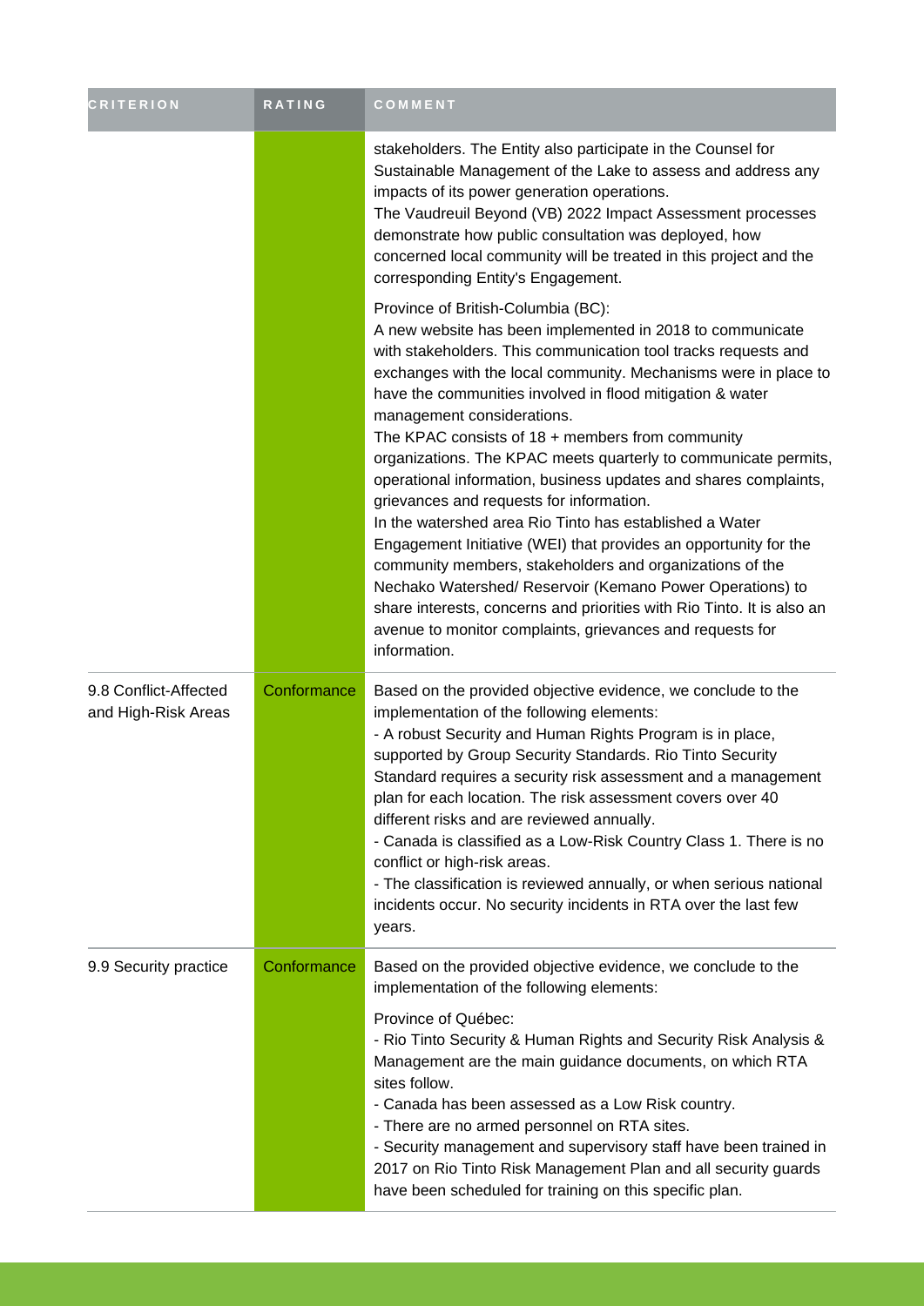| CRITERION | RATING | COMMENT |
|---|---|---|
| | | stakeholders. The Entity also participate in the Counsel for Sustainable Management of the Lake to assess and address any impacts of its power generation operations.<br>The Vaudreuil Beyond (VB) 2022 Impact Assessment processes demonstrate how public consultation was deployed, how concerned local community will be treated in this project and the corresponding Entity's Engagement.<br><br>Province of British-Columbia (BC):<br>A new website has been implemented in 2018 to communicate with stakeholders. This communication tool tracks requests and exchanges with the local community. Mechanisms were in place to have the communities involved in flood mitigation & water management considerations.<br>The KPAC consists of 18 + members from community organizations. The KPAC meets quarterly to communicate permits, operational information, business updates and shares complaints, grievances and requests for information.<br>In the watershed area Rio Tinto has established a Water Engagement Initiative (WEI) that provides an opportunity for the community members, stakeholders and organizations of the Nechako Watershed/ Reservoir (Kemano Power Operations) to share interests, concerns and priorities with Rio Tinto. It is also an avenue to monitor complaints, grievances and requests for information. |
| 9.8 Conflict-Affected and High-Risk Areas | Conformance | Based on the provided objective evidence, we conclude to the implementation of the following elements:<br>- A robust Security and Human Rights Program is in place, supported by Group Security Standards. Rio Tinto Security Standard requires a security risk assessment and a management plan for each location. The risk assessment covers over 40 different risks and are reviewed annually.<br>- Canada is classified as a Low-Risk Country Class 1. There is no conflict or high-risk areas.<br>- The classification is reviewed annually, or when serious national incidents occur. No security incidents in RTA over the last few years. |
| 9.9 Security practice | Conformance | Based on the provided objective evidence, we conclude to the implementation of the following elements:<br><br>Province of Québec:<br>- Rio Tinto Security & Human Rights and Security Risk Analysis & Management are the main guidance documents, on which RTA sites follow.<br>- Canada has been assessed as a Low Risk country.<br>- There are no armed personnel on RTA sites.<br>- Security management and supervisory staff have been trained in 2017 on Rio Tinto Risk Management Plan and all security guards have been scheduled for training on this specific plan. |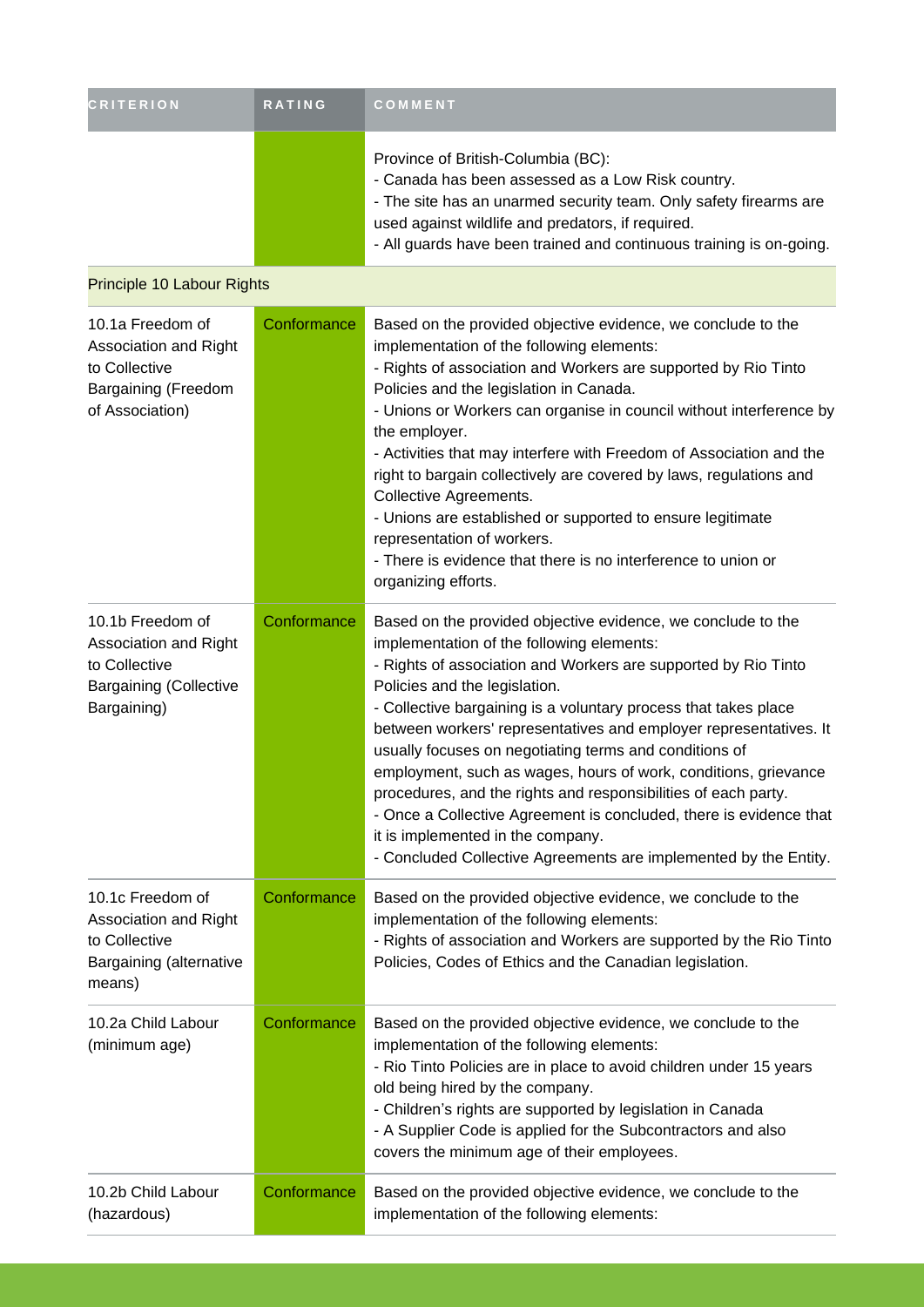| CRITERION | RATING | COMMENT |
| --- | --- | --- |
| | | Province of British-Columbia (BC):<br>- Canada has been assessed as a Low Risk country.<br>- The site has an unarmed security team. Only safety firearms are used against wildlife and predators, if required.<br>- All guards have been trained and continuous training is on-going. |
| Principle 10 Labour Rights | | |
| 10.1a Freedom of Association and Right to Collective Bargaining (Freedom of Association) | Conformance | Based on the provided objective evidence, we conclude to the implementation of the following elements:<br>- Rights of association and Workers are supported by Rio Tinto Policies and the legislation in Canada.<br>- Unions or Workers can organise in council without interference by the employer.<br>- Activities that may interfere with Freedom of Association and the right to bargain collectively are covered by laws, regulations and Collective Agreements.<br>- Unions are established or supported to ensure legitimate representation of workers.<br>- There is evidence that there is no interference to union or organizing efforts. |
| 10.1b Freedom of Association and Right to Collective Bargaining (Collective Bargaining) | Conformance | Based on the provided objective evidence, we conclude to the implementation of the following elements:<br>- Rights of association and Workers are supported by Rio Tinto Policies and the legislation.<br>- Collective bargaining is a voluntary process that takes place between workers' representatives and employer representatives. It usually focuses on negotiating terms and conditions of employment, such as wages, hours of work, conditions, grievance procedures, and the rights and responsibilities of each party.<br>- Once a Collective Agreement is concluded, there is evidence that it is implemented in the company.<br>- Concluded Collective Agreements are implemented by the Entity. |
| 10.1c Freedom of Association and Right to Collective Bargaining (alternative means) | Conformance | Based on the provided objective evidence, we conclude to the implementation of the following elements:<br>- Rights of association and Workers are supported by the Rio Tinto Policies, Codes of Ethics and the Canadian legislation. |
| 10.2a Child Labour (minimum age) | Conformance | Based on the provided objective evidence, we conclude to the implementation of the following elements:<br>- Rio Tinto Policies are in place to avoid children under 15 years old being hired by the company.<br>- Children's rights are supported by legislation in Canada<br>- A Supplier Code is applied for the Subcontractors and also covers the minimum age of their employees. |
| 10.2b Child Labour (hazardous) | Conformance | Based on the provided objective evidence, we conclude to the implementation of the following elements: |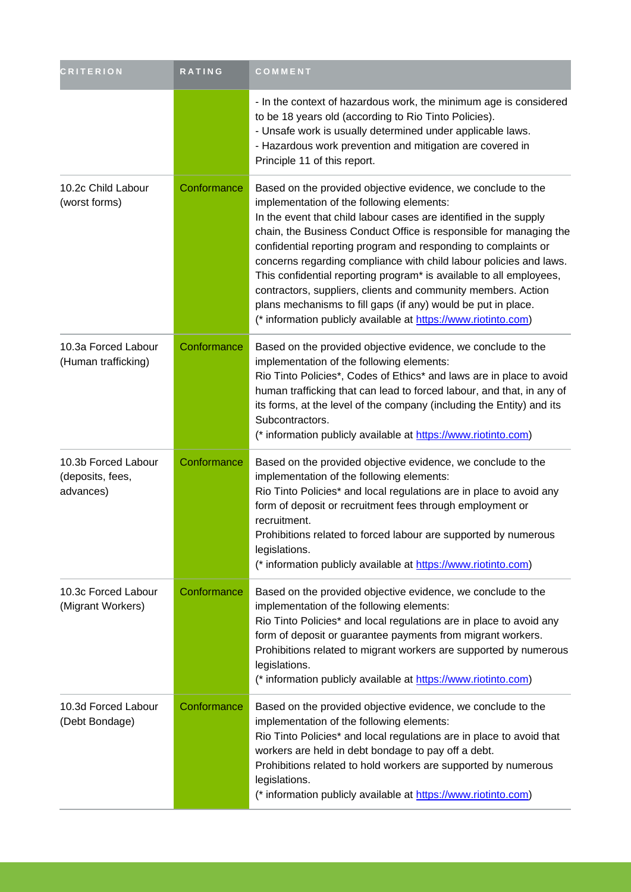| CRITERION | RATING | COMMENT |
|---|---|---|
| | | - In the context of hazardous work, the minimum age is considered to be 18 years old (according to Rio Tinto Policies).<br>- Unsafe work is usually determined under applicable laws.<br>- Hazardous work prevention and mitigation are covered in Principle 11 of this report. |
| 10.2c Child Labour (worst forms) | Conformance | Based on the provided objective evidence, we conclude to the implementation of the following elements:<br>In the event that child labour cases are identified in the supply chain, the Business Conduct Office is responsible for managing the confidential reporting program and responding to complaints or concerns regarding compliance with child labour policies and laws. This confidential reporting program* is available to all employees, contractors, suppliers, clients and community members. Action plans mechanisms to fill gaps (if any) would be put in place.<br>(* information publicly available at https://www.riotinto.com) |
| 10.3a Forced Labour (Human trafficking) | Conformance | Based on the provided objective evidence, we conclude to the implementation of the following elements:<br>Rio Tinto Policies*, Codes of Ethics* and laws are in place to avoid human trafficking that can lead to forced labour, and that, in any of its forms, at the level of the company (including the Entity) and its Subcontractors.<br>(* information publicly available at https://www.riotinto.com) |
| 10.3b Forced Labour (deposits, fees, advances) | Conformance | Based on the provided objective evidence, we conclude to the implementation of the following elements:<br>Rio Tinto Policies* and local regulations are in place to avoid any form of deposit or recruitment fees through employment or recruitment.<br>Prohibitions related to forced labour are supported by numerous legislations.<br>(* information publicly available at https://www.riotinto.com) |
| 10.3c Forced Labour (Migrant Workers) | Conformance | Based on the provided objective evidence, we conclude to the implementation of the following elements:<br>Rio Tinto Policies* and local regulations are in place to avoid any form of deposit or guarantee payments from migrant workers.<br>Prohibitions related to migrant workers are supported by numerous legislations.<br>(* information publicly available at https://www.riotinto.com) |
| 10.3d Forced Labour (Debt Bondage) | Conformance | Based on the provided objective evidence, we conclude to the implementation of the following elements:<br>Rio Tinto Policies* and local regulations are in place to avoid that workers are held in debt bondage to pay off a debt.<br>Prohibitions related to hold workers are supported by numerous legislations.<br>(* information publicly available at https://www.riotinto.com) |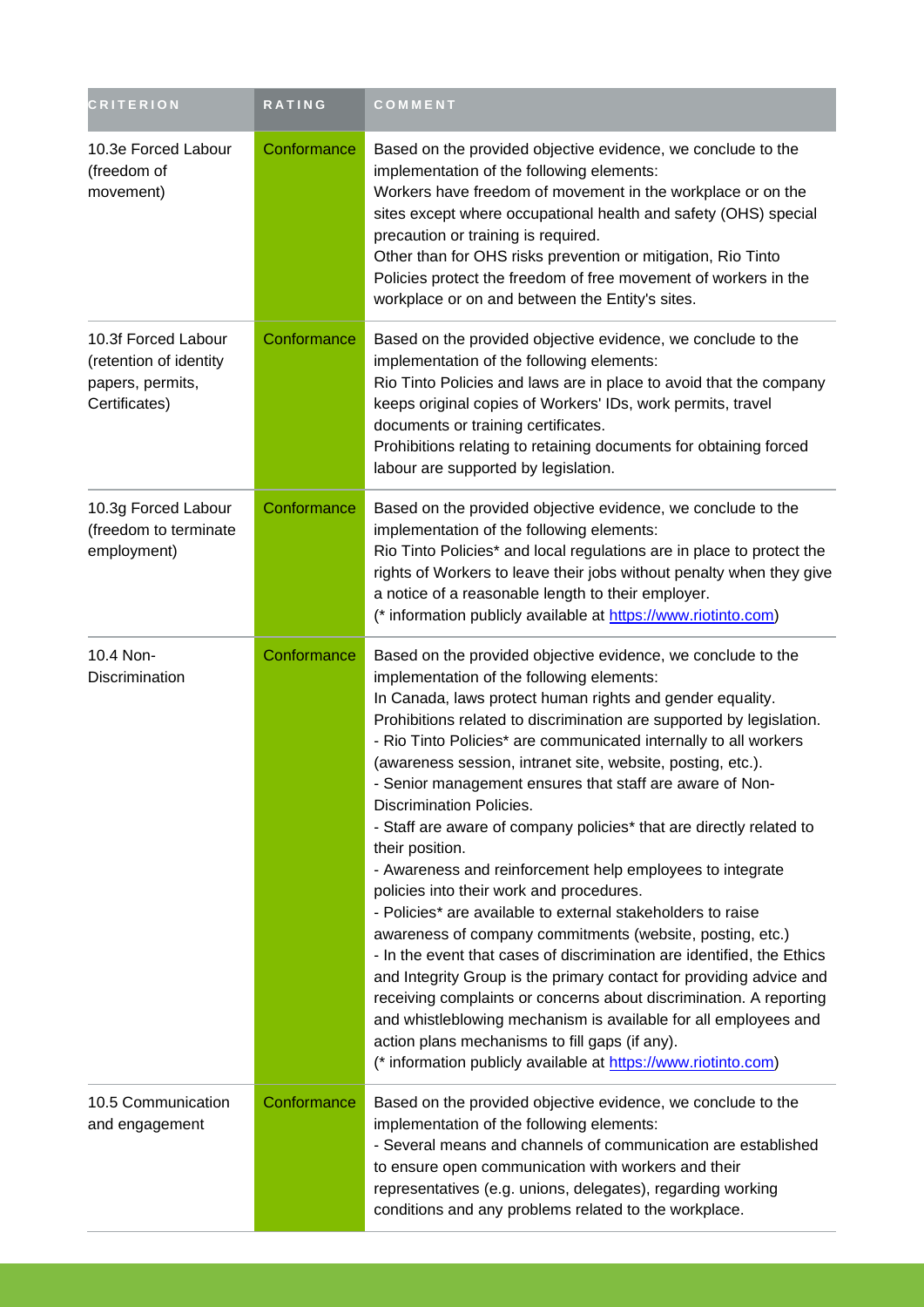| CRITERION | RATING | COMMENT |
| --- | --- | --- |
| 10.3e Forced Labour (freedom of movement) | Conformance | Based on the provided objective evidence, we conclude to the implementation of the following elements:<br>Workers have freedom of movement in the workplace or on the sites except where occupational health and safety (OHS) special precaution or training is required.<br>Other than for OHS risks prevention or mitigation, Rio Tinto Policies protect the freedom of free movement of workers in the workplace or on and between the Entity's sites. |
| 10.3f Forced Labour (retention of identity papers, permits, Certificates) | Conformance | Based on the provided objective evidence, we conclude to the implementation of the following elements:<br>Rio Tinto Policies and laws are in place to avoid that the company keeps original copies of Workers' IDs, work permits, travel documents or training certificates.<br>Prohibitions relating to retaining documents for obtaining forced labour are supported by legislation. |
| 10.3g Forced Labour (freedom to terminate employment) | Conformance | Based on the provided objective evidence, we conclude to the implementation of the following elements:<br>Rio Tinto Policies* and local regulations are in place to protect the rights of Workers to leave their jobs without penalty when they give a notice of a reasonable length to their employer.<br>(* information publicly available at https://www.riotinto.com) |
| 10.4 Non-Discrimination | Conformance | Based on the provided objective evidence, we conclude to the implementation of the following elements:<br>In Canada, laws protect human rights and gender equality. Prohibitions related to discrimination are supported by legislation.<br>- Rio Tinto Policies* are communicated internally to all workers (awareness session, intranet site, website, posting, etc.).<br>- Senior management ensures that staff are aware of Non-Discrimination Policies.<br>- Staff are aware of company policies* that are directly related to their position.<br>- Awareness and reinforcement help employees to integrate policies into their work and procedures.<br>- Policies* are available to external stakeholders to raise awareness of company commitments (website, posting, etc.)<br>- In the event that cases of discrimination are identified, the Ethics and Integrity Group is the primary contact for providing advice and receiving complaints or concerns about discrimination. A reporting and whistleblowing mechanism is available for all employees and action plans mechanisms to fill gaps (if any).<br>(* information publicly available at https://www.riotinto.com) |
| 10.5 Communication and engagement | Conformance | Based on the provided objective evidence, we conclude to the implementation of the following elements:<br>- Several means and channels of communication are established to ensure open communication with workers and their representatives (e.g. unions, delegates), regarding working conditions and any problems related to the workplace. |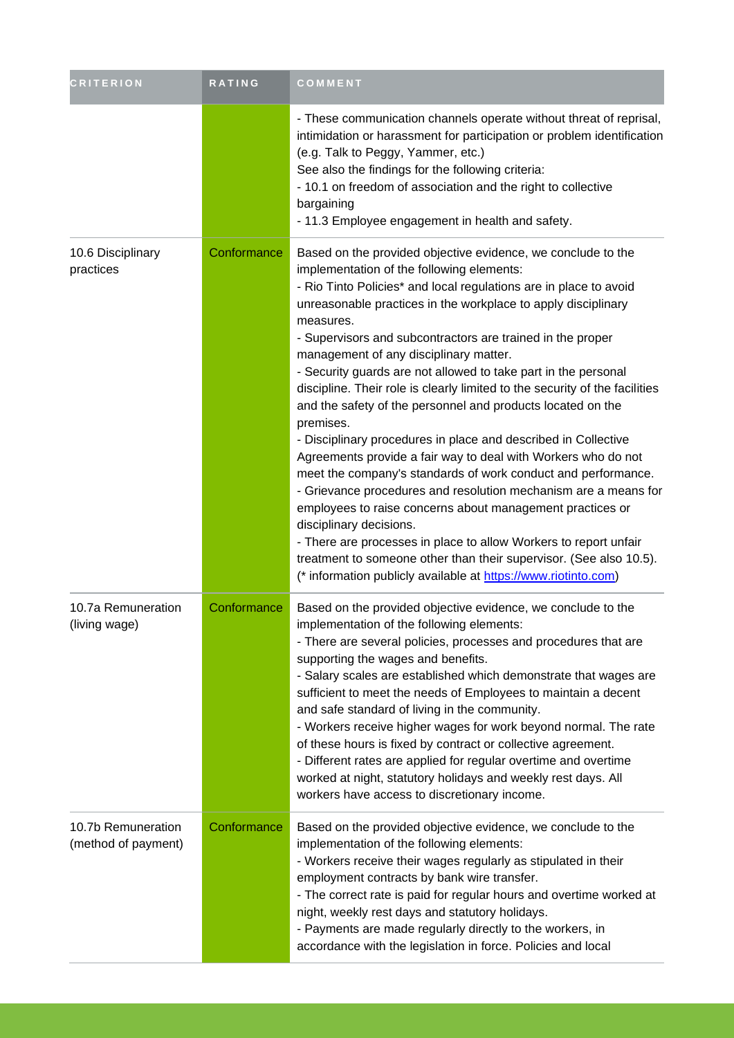| CRITERION | RATING | COMMENT |
| --- | --- | --- |
| | | - These communication channels operate without threat of reprisal, intimidation or harassment for participation or problem identification (e.g. Talk to Peggy, Yammer, etc.)<br>See also the findings for the following criteria:<br>- 10.1 on freedom of association and the right to collective bargaining<br>- 11.3 Employee engagement in health and safety. |
| 10.6 Disciplinary practices | Conformance | Based on the provided objective evidence, we conclude to the implementation of the following elements:<br>- Rio Tinto Policies* and local regulations are in place to avoid unreasonable practices in the workplace to apply disciplinary measures.<br>- Supervisors and subcontractors are trained in the proper management of any disciplinary matter.<br>- Security guards are not allowed to take part in the personal discipline. Their role is clearly limited to the security of the facilities and the safety of the personnel and products located on the premises.<br>- Disciplinary procedures in place and described in Collective Agreements provide a fair way to deal with Workers who do not meet the company's standards of work conduct and performance.<br>- Grievance procedures and resolution mechanism are a means for employees to raise concerns about management practices or disciplinary decisions.<br>- There are processes in place to allow Workers to report unfair treatment to someone other than their supervisor. (See also 10.5).<br>(* information publicly available at https://www.riotinto.com) |
| 10.7a Remuneration (living wage) | Conformance | Based on the provided objective evidence, we conclude to the implementation of the following elements:<br>- There are several policies, processes and procedures that are supporting the wages and benefits.<br>- Salary scales are established which demonstrate that wages are sufficient to meet the needs of Employees to maintain a decent and safe standard of living in the community.<br>- Workers receive higher wages for work beyond normal. The rate of these hours is fixed by contract or collective agreement.<br>- Different rates are applied for regular overtime and overtime worked at night, statutory holidays and weekly rest days. All workers have access to discretionary income. |
| 10.7b Remuneration (method of payment) | Conformance | Based on the provided objective evidence, we conclude to the implementation of the following elements:<br>- Workers receive their wages regularly as stipulated in their employment contracts by bank wire transfer.<br>- The correct rate is paid for regular hours and overtime worked at night, weekly rest days and statutory holidays.<br>- Payments are made regularly directly to the workers, in accordance with the legislation in force. Policies and local |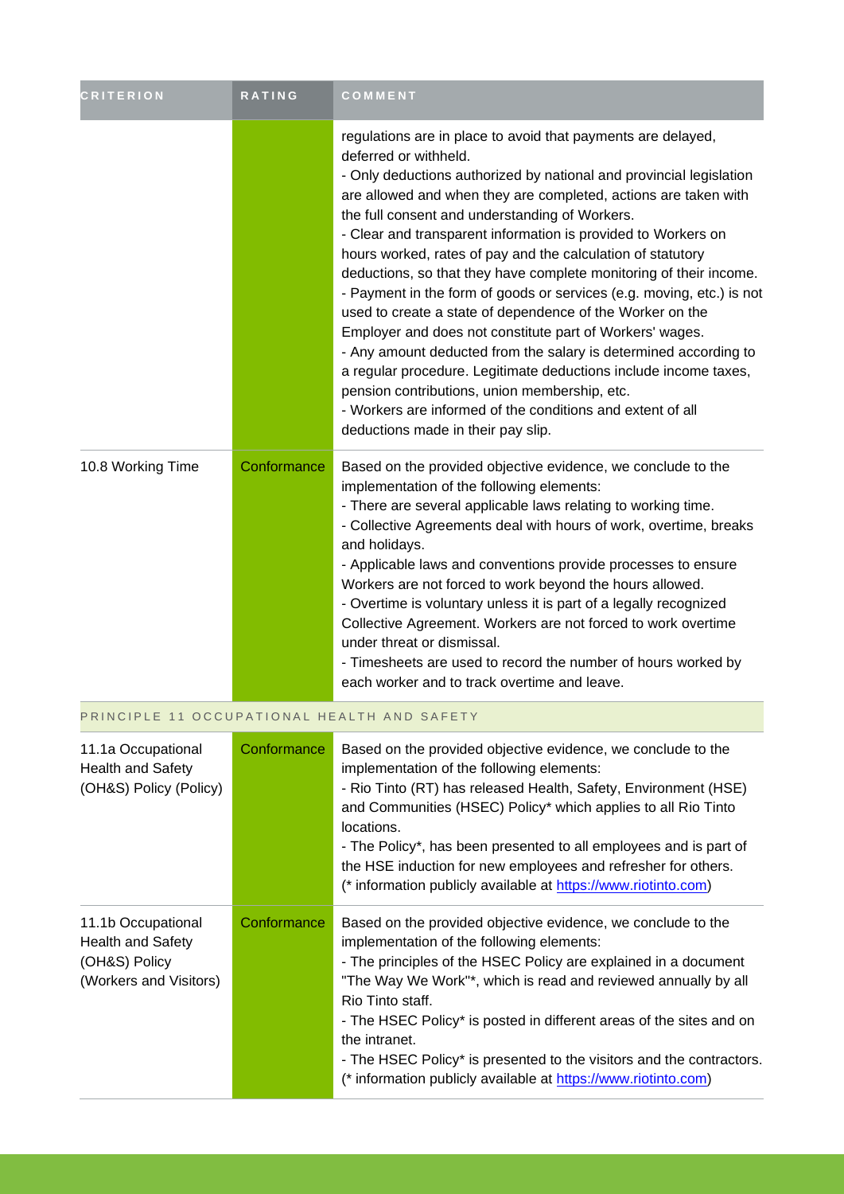| CRITERION | RATING | COMMENT |
|---|---|---|
| | | regulations are in place to avoid that payments are delayed, deferred or withheld.<br>- Only deductions authorized by national and provincial legislation are allowed and when they are completed, actions are taken with the full consent and understanding of Workers.<br>- Clear and transparent information is provided to Workers on hours worked, rates of pay and the calculation of statutory deductions, so that they have complete monitoring of their income.<br>- Payment in the form of goods or services (e.g. moving, etc.) is not used to create a state of dependence of the Worker on the Employer and does not constitute part of Workers' wages.<br>- Any amount deducted from the salary is determined according to a regular procedure. Legitimate deductions include income taxes, pension contributions, union membership, etc.<br>- Workers are informed of the conditions and extent of all deductions made in their pay slip. |
| 10.8 Working Time | Conformance | Based on the provided objective evidence, we conclude to the implementation of the following elements:<br>- There are several applicable laws relating to working time.<br>- Collective Agreements deal with hours of work, overtime, breaks and holidays.<br>- Applicable laws and conventions provide processes to ensure Workers are not forced to work beyond the hours allowed.<br>- Overtime is voluntary unless it is part of a legally recognized Collective Agreement. Workers are not forced to work overtime under threat or dismissal.<br>- Timesheets are used to record the number of hours worked by each worker and to track overtime and leave. |
| PRINCIPLE 11 OCCUPATIONAL HEALTH AND SAFETY | | |
| 11.1a Occupational Health and Safety (OH&S) Policy (Policy) | Conformance | Based on the provided objective evidence, we conclude to the implementation of the following elements:<br>- Rio Tinto (RT) has released Health, Safety, Environment (HSE) and Communities (HSEC) Policy* which applies to all Rio Tinto locations.<br>- The Policy*, has been presented to all employees and is part of the HSE induction for new employees and refresher for others.<br>(* information publicly available at [https://www.riotinto.com](https://www.riotinto.com)) |
| 11.1b Occupational Health and Safety (OH&S) Policy (Workers and Visitors) | Conformance | Based on the provided objective evidence, we conclude to the implementation of the following elements:<br>- The principles of the HSEC Policy are explained in a document "The Way We Work"*, which is read and reviewed annually by all Rio Tinto staff.<br>- The HSEC Policy* is posted in different areas of the sites and on the intranet.<br>- The HSEC Policy* is presented to the visitors and the contractors.<br>(* information publicly available at [https://www.riotinto.com](https://www.riotinto.com)) |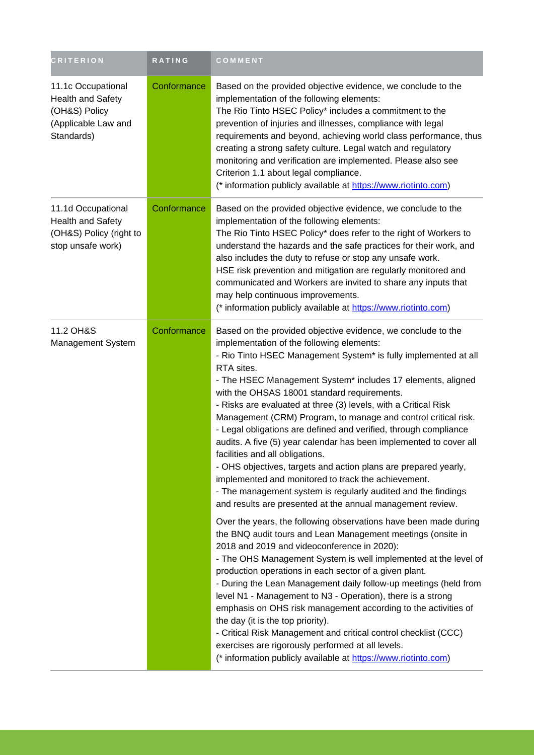| CRITERION | RATING | COMMENT |
| --- | --- | --- |
| 11.1c Occupational Health and Safety (OH&S) Policy (Applicable Law and Standards) | Conformance | Based on the provided objective evidence, we conclude to the implementation of the following elements:<br>The Rio Tinto HSEC Policy* includes a commitment to the prevention of injuries and illnesses, compliance with legal requirements and beyond, achieving world class performance, thus creating a strong safety culture. Legal watch and regulatory monitoring and verification are implemented. Please also see Criterion 1.1 about legal compliance.<br>(* information publicly available at https://www.riotinto.com) |
| 11.1d Occupational Health and Safety (OH&S) Policy (right to stop unsafe work) | Conformance | Based on the provided objective evidence, we conclude to the implementation of the following elements:<br>The Rio Tinto HSEC Policy* does refer to the right of Workers to understand the hazards and the safe practices for their work, and also includes the duty to refuse or stop any unsafe work.<br>HSE risk prevention and mitigation are regularly monitored and communicated and Workers are invited to share any inputs that may help continuous improvements.<br>(* information publicly available at https://www.riotinto.com) |
| 11.2 OH&S Management System | Conformance | Based on the provided objective evidence, we conclude to the implementation of the following elements:<br>- Rio Tinto HSEC Management System* is fully implemented at all RTA sites.<br>- The HSEC Management System* includes 17 elements, aligned with the OHSAS 18001 standard requirements.<br>- Risks are evaluated at three (3) levels, with a Critical Risk Management (CRM) Program, to manage and control critical risk.<br>- Legal obligations are defined and verified, through compliance audits. A five (5) year calendar has been implemented to cover all facilities and all obligations.<br>- OHS objectives, targets and action plans are prepared yearly, implemented and monitored to track the achievement.<br>- The management system is regularly audited and the findings and results are presented at the annual management review.<br><br>Over the years, the following observations have been made during the BNQ audit tours and Lean Management meetings (onsite in 2018 and 2019 and videoconference in 2020):<br>- The OHS Management System is well implemented at the level of production operations in each sector of a given plant.<br>- During the Lean Management daily follow-up meetings (held from level N1 - Management to N3 - Operation), there is a strong emphasis on OHS risk management according to the activities of the day (it is the top priority).<br>- Critical Risk Management and critical control checklist (CCC) exercises are rigorously performed at all levels.<br>(* information publicly available at https://www.riotinto.com) |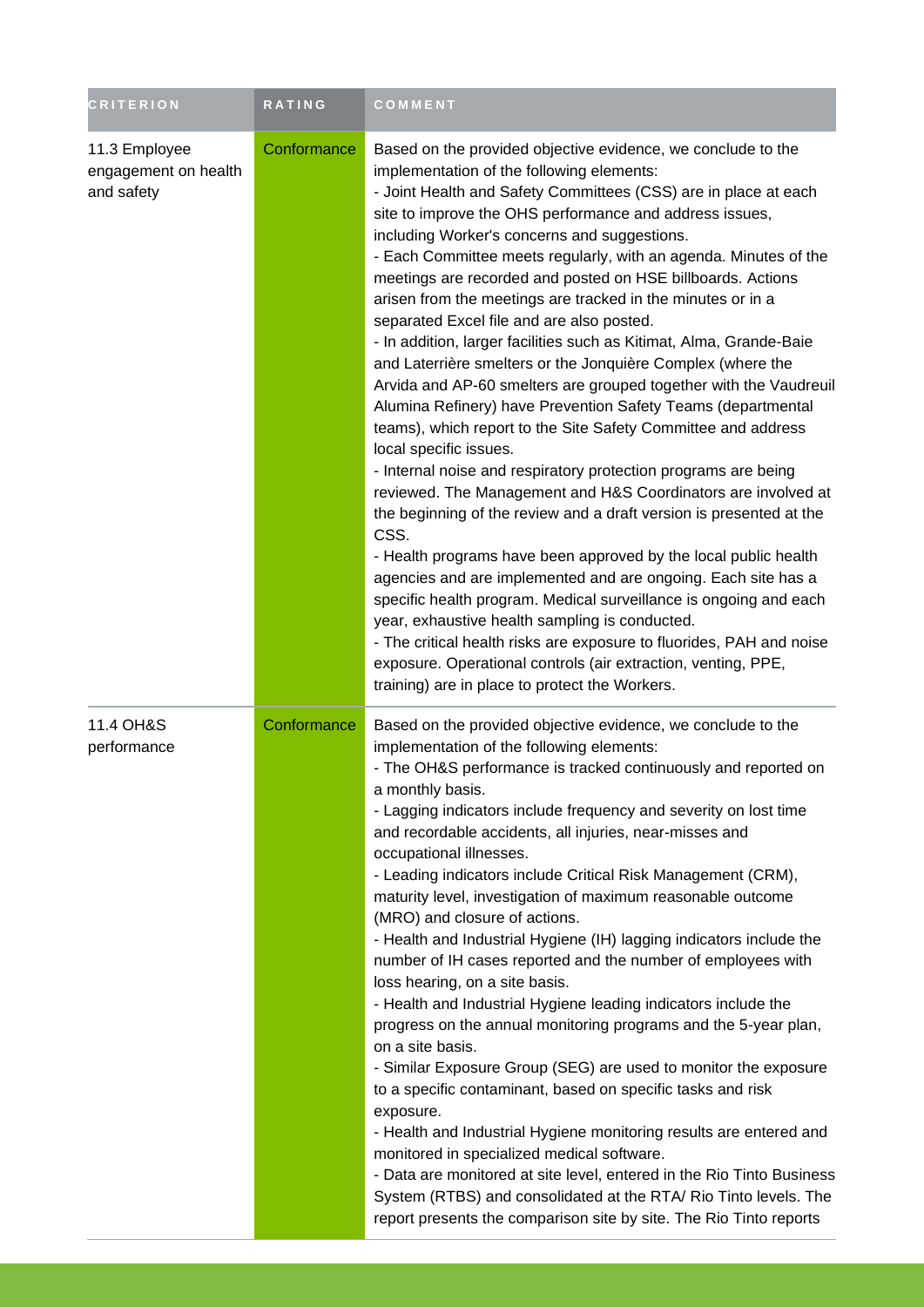| CRITERION | RATING | COMMENT |
| --- | --- | --- |
| 11.3 Employee engagement on health and safety | Conformance | Based on the provided objective evidence, we conclude to the implementation of the following elements:<br>- Joint Health and Safety Committees (CSS) are in place at each site to improve the OHS performance and address issues, including Worker's concerns and suggestions.<br>- Each Committee meets regularly, with an agenda. Minutes of the meetings are recorded and posted on HSE billboards. Actions arisen from the meetings are tracked in the minutes or in a separated Excel file and are also posted.<br>- In addition, larger facilities such as Kitimat, Alma, Grande-Baie and Laterrière smelters or the Jonquière Complex (where the Arvida and AP-60 smelters are grouped together with the Vaudreuil Alumina Refinery) have Prevention Safety Teams (departmental teams), which report to the Site Safety Committee and address local specific issues.<br>- Internal noise and respiratory protection programs are being reviewed. The Management and H&S Coordinators are involved at the beginning of the review and a draft version is presented at the CSS.<br>- Health programs have been approved by the local public health agencies and are implemented and are ongoing. Each site has a specific health program. Medical surveillance is ongoing and each year, exhaustive health sampling is conducted.<br>- The critical health risks are exposure to fluorides, PAH and noise exposure. Operational controls (air extraction, venting, PPE, training) are in place to protect the Workers. |
| 11.4 OH&S performance | Conformance | Based on the provided objective evidence, we conclude to the implementation of the following elements:<br>- The OH&S performance is tracked continuously and reported on a monthly basis.<br>- Lagging indicators include frequency and severity on lost time and recordable accidents, all injuries, near-misses and occupational illnesses.<br>- Leading indicators include Critical Risk Management (CRM), maturity level, investigation of maximum reasonable outcome (MRO) and closure of actions.<br>- Health and Industrial Hygiene (IH) lagging indicators include the number of IH cases reported and the number of employees with loss hearing, on a site basis.<br>- Health and Industrial Hygiene leading indicators include the progress on the annual monitoring programs and the 5-year plan, on a site basis.<br>- Similar Exposure Group (SEG) are used to monitor the exposure to a specific contaminant, based on specific tasks and risk exposure.<br>- Health and Industrial Hygiene monitoring results are entered and monitored in specialized medical software.<br>- Data are monitored at site level, entered in the Rio Tinto Business System (RTBS) and consolidated at the RTA/ Rio Tinto levels. The report presents the comparison site by site. The Rio Tinto reports |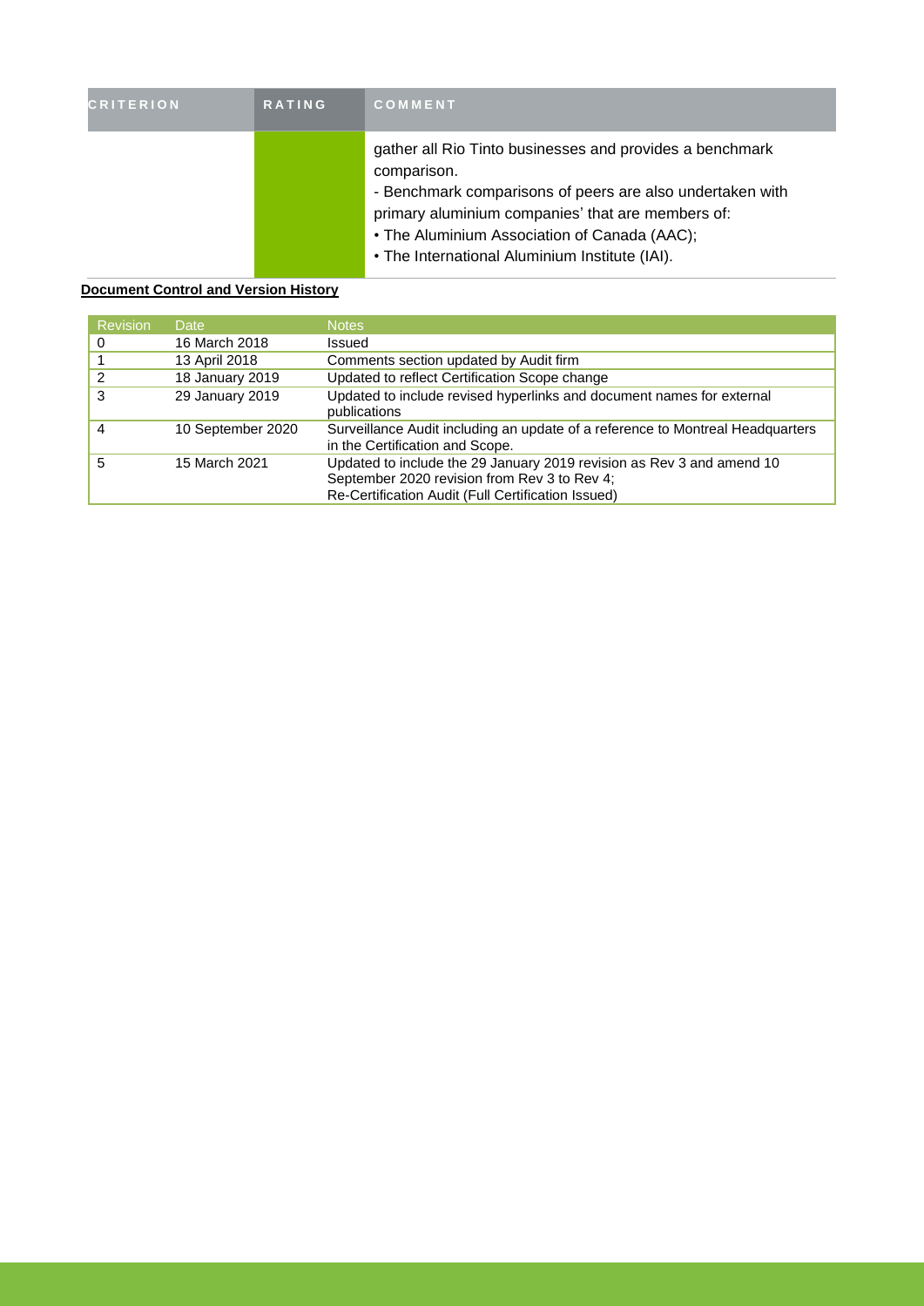| CRITERION | RATING | COMMENT |
|---|---|---|
| | | gather all Rio Tinto businesses and provides a benchmark comparison.<br>- Benchmark comparisons of peers are also undertaken with primary aluminium companies' that are members of:<br>• The Aluminium Association of Canada (AAC);<br>• The International Aluminium Institute (IAI). |

**Document Control and Version History**

| Revision | Date | Notes |
|---|---|---|
| 0 | 16 March 2018 | Issued |
| 1 | 13 April 2018 | Comments section updated by Audit firm |
| 2 | 18 January 2019 | Updated to reflect Certification Scope change |
| 3 | 29 January 2019 | Updated to include revised hyperlinks and document names for external publications |
| 4 | 10 September 2020 | Surveillance Audit including an update of a reference to Montreal Headquarters in the Certification and Scope. |
| 5 | 15 March 2021 | Updated to include the 29 January 2019 revision as Rev 3 and amend 10 September 2020 revision from Rev 3 to Rev 4;<br>Re-Certification Audit (Full Certification Issued) |